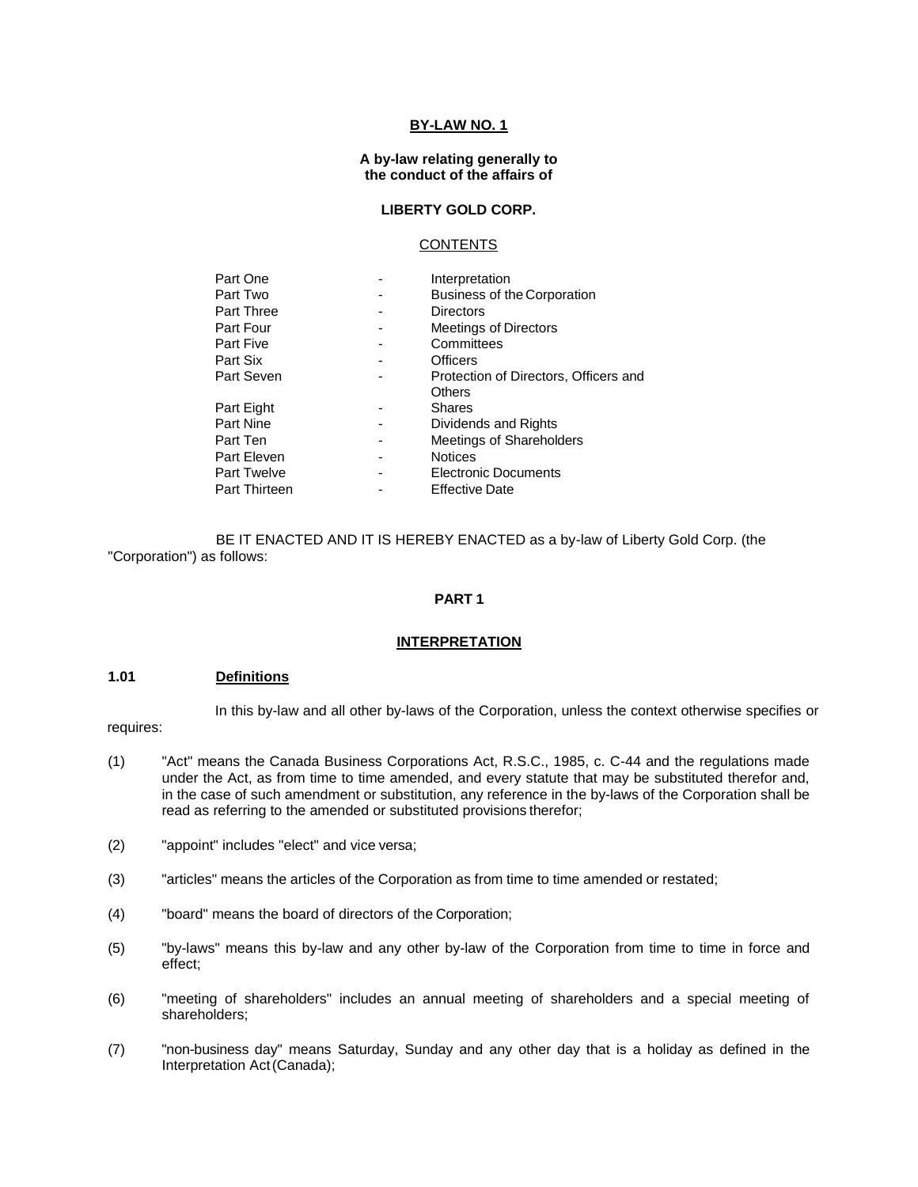# BY-LAW NO. 1

**A by-law relating generally to the conduct of the affairs of**

**LIBERTY GOLD CORP.**

## CONTENTS

| | | |
|---|---|---|
| Part One | - | Interpretation |
| Part Two | - | Business of the Corporation |
| Part Three | - | Directors |
| Part Four | - | Meetings of Directors |
| Part Five | - | Committees |
| Part Six | - | Officers |
| Part Seven | - | Protection of Directors, Officers and Others |
| Part Eight | - | Shares |
| Part Nine | - | Dividends and Rights |
| Part Ten | - | Meetings of Shareholders |
| Part Eleven | - | Notices |
| Part Twelve | - | Electronic Documents |
| Part Thirteen | - | Effective Date |

BE IT ENACTED AND IT IS HEREBY ENACTED as a by-law of Liberty Gold Corp. (the "Corporation") as follows:

## PART 1

## INTERPRETATION

### 1.01 Definitions

In this by-law and all other by-laws of the Corporation, unless the context otherwise specifies or requires:

(1) "Act" means the Canada Business Corporations Act, R.S.C., 1985, c. C-44 and the regulations made under the Act, as from time to time amended, and every statute that may be substituted therefor and, in the case of such amendment or substitution, any reference in the by-laws of the Corporation shall be read as referring to the amended or substituted provisions therefor;

(2) "appoint" includes "elect" and vice versa;

(3) "articles" means the articles of the Corporation as from time to time amended or restated;

(4) "board" means the board of directors of the Corporation;

(5) "by-laws" means this by-law and any other by-law of the Corporation from time to time in force and effect;

(6) "meeting of shareholders" includes an annual meeting of shareholders and a special meeting of shareholders;

(7) "non-business day" means Saturday, Sunday and any other day that is a holiday as defined in the Interpretation Act (Canada);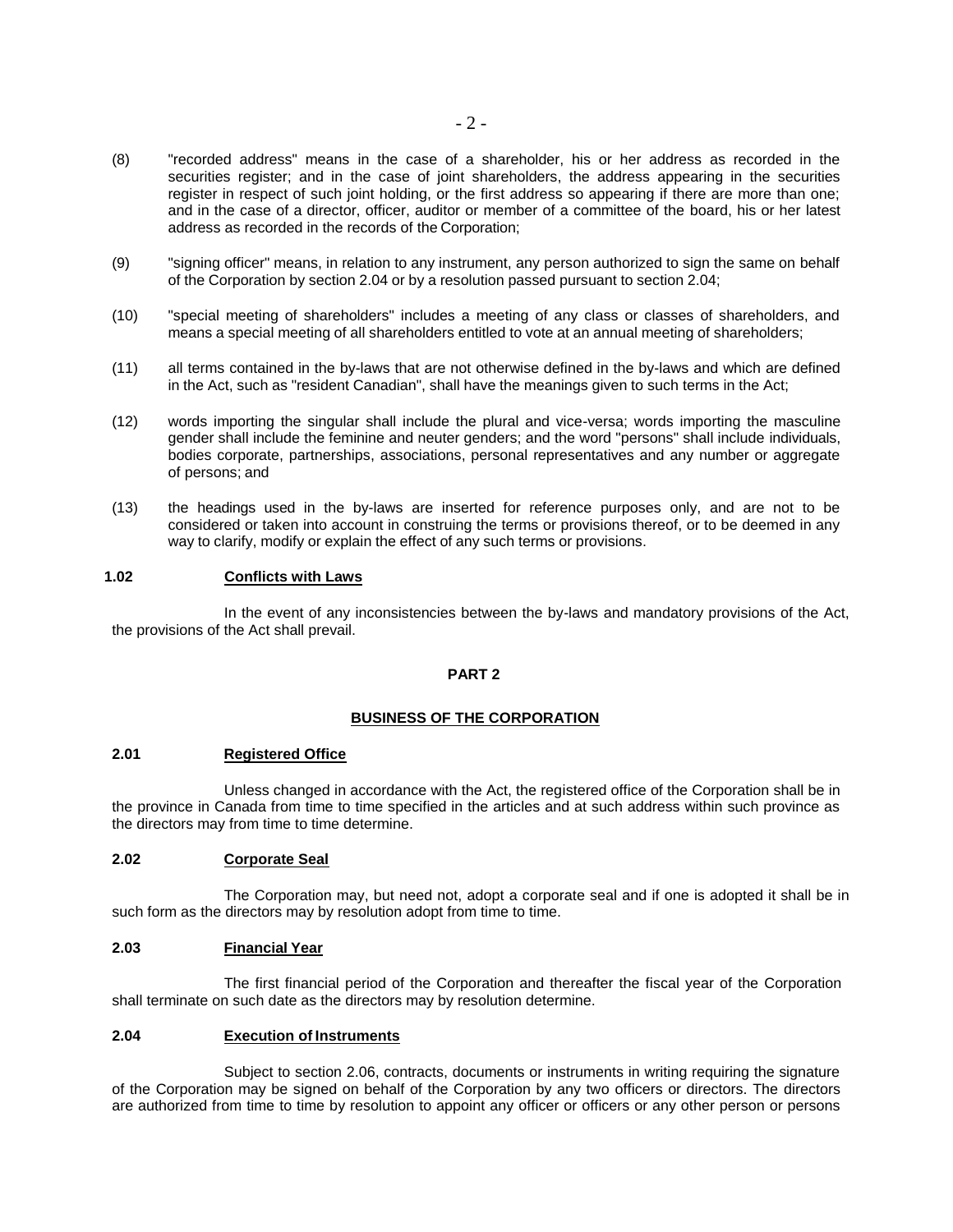(8) "recorded address" means in the case of a shareholder, his or her address as recorded in the securities register; and in the case of joint shareholders, the address appearing in the securities register in respect of such joint holding, or the first address so appearing if there are more than one; and in the case of a director, officer, auditor or member of a committee of the board, his or her latest address as recorded in the records of the Corporation;

(9) "signing officer" means, in relation to any instrument, any person authorized to sign the same on behalf of the Corporation by section 2.04 or by a resolution passed pursuant to section 2.04;

(10) "special meeting of shareholders" includes a meeting of any class or classes of shareholders, and means a special meeting of all shareholders entitled to vote at an annual meeting of shareholders;

(11) all terms contained in the by-laws that are not otherwise defined in the by-laws and which are defined in the Act, such as "resident Canadian", shall have the meanings given to such terms in the Act;

(12) words importing the singular shall include the plural and vice-versa; words importing the masculine gender shall include the feminine and neuter genders; and the word "persons" shall include individuals, bodies corporate, partnerships, associations, personal representatives and any number or aggregate of persons; and

(13) the headings used in the by-laws are inserted for reference purposes only, and are not to be considered or taken into account in construing the terms or provisions thereof, or to be deemed in any way to clarify, modify or explain the effect of any such terms or provisions.

### 1.02 Conflicts with Laws

In the event of any inconsistencies between the by-laws and mandatory provisions of the Act, the provisions of the Act shall prevail.

## PART 2

## BUSINESS OF THE CORPORATION

### 2.01 Registered Office

Unless changed in accordance with the Act, the registered office of the Corporation shall be in the province in Canada from time to time specified in the articles and at such address within such province as the directors may from time to time determine.

### 2.02 Corporate Seal

The Corporation may, but need not, adopt a corporate seal and if one is adopted it shall be in such form as the directors may by resolution adopt from time to time.

### 2.03 Financial Year

The first financial period of the Corporation and thereafter the fiscal year of the Corporation shall terminate on such date as the directors may by resolution determine.

### 2.04 Execution of Instruments

Subject to section 2.06, contracts, documents or instruments in writing requiring the signature of the Corporation may be signed on behalf of the Corporation by any two officers or directors. The directors are authorized from time to time by resolution to appoint any officer or officers or any other person or persons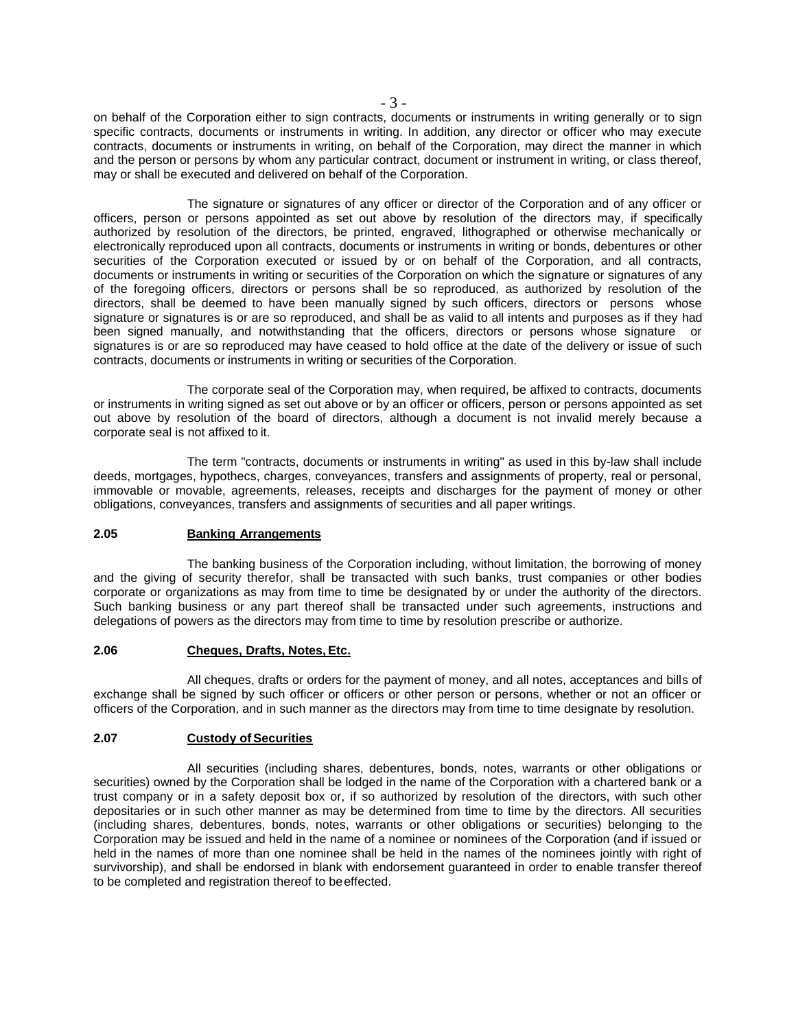on behalf of the Corporation either to sign contracts, documents or instruments in writing generally or to sign specific contracts, documents or instruments in writing. In addition, any director or officer who may execute contracts, documents or instruments in writing, on behalf of the Corporation, may direct the manner in which and the person or persons by whom any particular contract, document or instrument in writing, or class thereof, may or shall be executed and delivered on behalf of the Corporation.

The signature or signatures of any officer or director of the Corporation and of any officer or officers, person or persons appointed as set out above by resolution of the directors may, if specifically authorized by resolution of the directors, be printed, engraved, lithographed or otherwise mechanically or electronically reproduced upon all contracts, documents or instruments in writing or bonds, debentures or other securities of the Corporation executed or issued by or on behalf of the Corporation, and all contracts, documents or instruments in writing or securities of the Corporation on which the signature or signatures of any of the foregoing officers, directors or persons shall be so reproduced, as authorized by resolution of the directors, shall be deemed to have been manually signed by such officers, directors or persons whose signature or signatures is or are so reproduced, and shall be as valid to all intents and purposes as if they had been signed manually, and notwithstanding that the officers, directors or persons whose signature or signatures is or are so reproduced may have ceased to hold office at the date of the delivery or issue of such contracts, documents or instruments in writing or securities of the Corporation.

The corporate seal of the Corporation may, when required, be affixed to contracts, documents or instruments in writing signed as set out above or by an officer or officers, person or persons appointed as set out above by resolution of the board of directors, although a document is not invalid merely because a corporate seal is not affixed to it.

The term "contracts, documents or instruments in writing" as used in this by-law shall include deeds, mortgages, hypothecs, charges, conveyances, transfers and assignments of property, real or personal, immovable or movable, agreements, releases, receipts and discharges for the payment of money or other obligations, conveyances, transfers and assignments of securities and all paper writings.

**2.05 Banking Arrangements**

The banking business of the Corporation including, without limitation, the borrowing of money and the giving of security therefor, shall be transacted with such banks, trust companies or other bodies corporate or organizations as may from time to time be designated by or under the authority of the directors. Such banking business or any part thereof shall be transacted under such agreements, instructions and delegations of powers as the directors may from time to time by resolution prescribe or authorize.

**2.06 Cheques, Drafts, Notes, Etc.**

All cheques, drafts or orders for the payment of money, and all notes, acceptances and bills of exchange shall be signed by such officer or officers or other person or persons, whether or not an officer or officers of the Corporation, and in such manner as the directors may from time to time designate by resolution.

**2.07 Custody of Securities**

All securities (including shares, debentures, bonds, notes, warrants or other obligations or securities) owned by the Corporation shall be lodged in the name of the Corporation with a chartered bank or a trust company or in a safety deposit box or, if so authorized by resolution of the directors, with such other depositaries or in such other manner as may be determined from time to time by the directors. All securities (including shares, debentures, bonds, notes, warrants or other obligations or securities) belonging to the Corporation may be issued and held in the name of a nominee or nominees of the Corporation (and if issued or held in the names of more than one nominee shall be held in the names of the nominees jointly with right of survivorship), and shall be endorsed in blank with endorsement guaranteed in order to enable transfer thereof to be completed and registration thereof to be effected.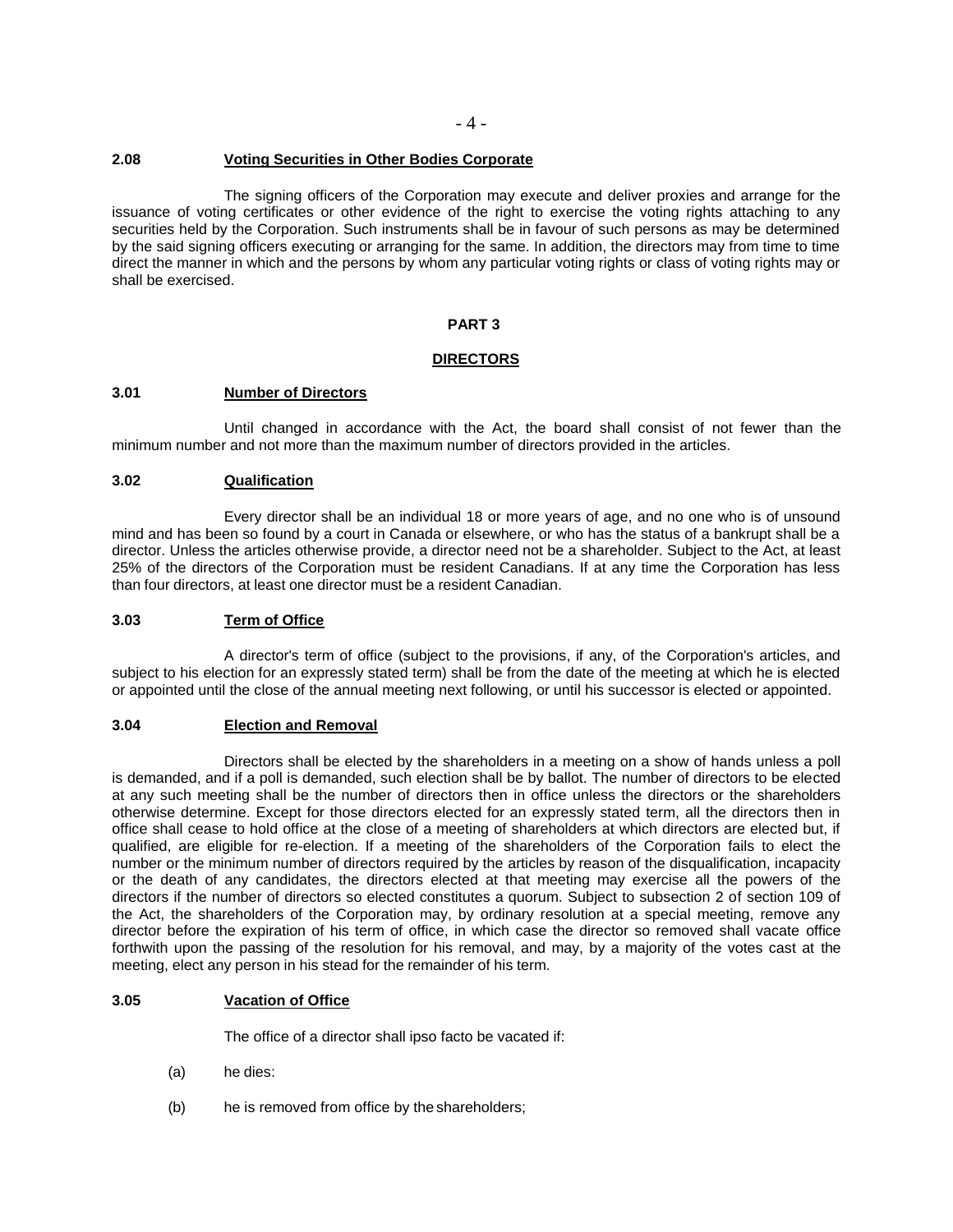### 2.08 **Voting Securities in Other Bodies Corporate**

The signing officers of the Corporation may execute and deliver proxies and arrange for the issuance of voting certificates or other evidence of the right to exercise the voting rights attaching to any securities held by the Corporation. Such instruments shall be in favour of such persons as may be determined by the said signing officers executing or arranging for the same. In addition, the directors may from time to time direct the manner in which and the persons by whom any particular voting rights or class of voting rights may or shall be exercised.

## PART 3

## DIRECTORS

### 3.01 **Number of Directors**

Until changed in accordance with the Act, the board shall consist of not fewer than the minimum number and not more than the maximum number of directors provided in the articles.

### 3.02 **Qualification**

Every director shall be an individual 18 or more years of age, and no one who is of unsound mind and has been so found by a court in Canada or elsewhere, or who has the status of a bankrupt shall be a director. Unless the articles otherwise provide, a director need not be a shareholder. Subject to the Act, at least 25% of the directors of the Corporation must be resident Canadians. If at any time the Corporation has less than four directors, at least one director must be a resident Canadian.

### 3.03 **Term of Office**

A director's term of office (subject to the provisions, if any, of the Corporation's articles, and subject to his election for an expressly stated term) shall be from the date of the meeting at which he is elected or appointed until the close of the annual meeting next following, or until his successor is elected or appointed.

### 3.04 **Election and Removal**

Directors shall be elected by the shareholders in a meeting on a show of hands unless a poll is demanded, and if a poll is demanded, such election shall be by ballot. The number of directors to be elected at any such meeting shall be the number of directors then in office unless the directors or the shareholders otherwise determine. Except for those directors elected for an expressly stated term, all the directors then in office shall cease to hold office at the close of a meeting of shareholders at which directors are elected but, if qualified, are eligible for re-election. If a meeting of the shareholders of the Corporation fails to elect the number or the minimum number of directors required by the articles by reason of the disqualification, incapacity or the death of any candidates, the directors elected at that meeting may exercise all the powers of the directors if the number of directors so elected constitutes a quorum. Subject to subsection 2 of section 109 of the Act, the shareholders of the Corporation may, by ordinary resolution at a special meeting, remove any director before the expiration of his term of office, in which case the director so removed shall vacate office forthwith upon the passing of the resolution for his removal, and may, by a majority of the votes cast at the meeting, elect any person in his stead for the remainder of his term.

### 3.05 **Vacation of Office**

The office of a director shall ipso facto be vacated if:

(a) he dies:

(b) he is removed from office by the shareholders;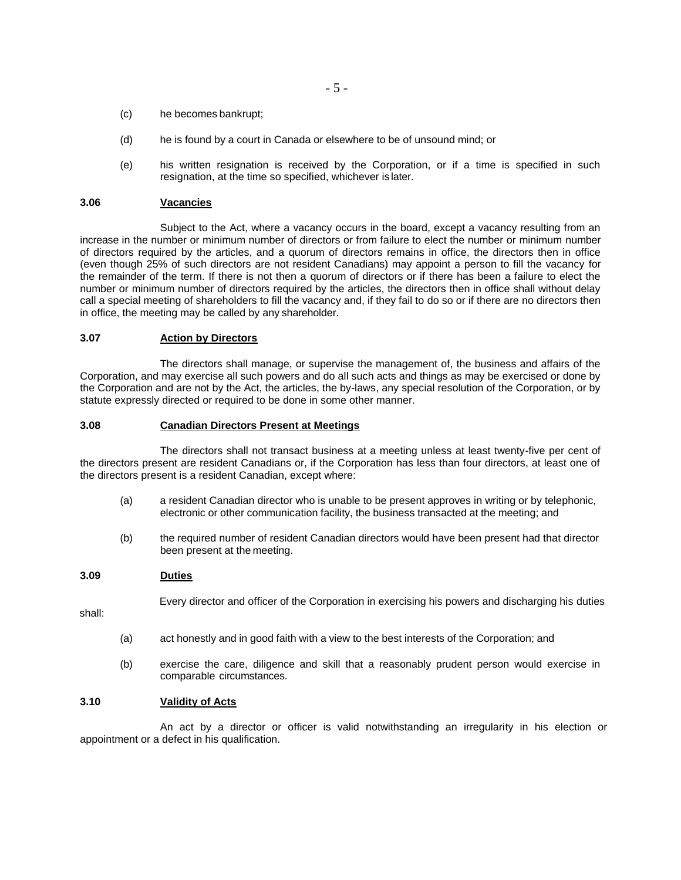(c) he becomes bankrupt;

(d) he is found by a court in Canada or elsewhere to be of unsound mind; or

(e) his written resignation is received by the Corporation, or if a time is specified in such resignation, at the time so specified, whichever is later.

### 3.06 Vacancies

Subject to the Act, where a vacancy occurs in the board, except a vacancy resulting from an increase in the number or minimum number of directors or from failure to elect the number or minimum number of directors required by the articles, and a quorum of directors remains in office, the directors then in office (even though 25% of such directors are not resident Canadians) may appoint a person to fill the vacancy for the remainder of the term. If there is not then a quorum of directors or if there has been a failure to elect the number or minimum number of directors required by the articles, the directors then in office shall without delay call a special meeting of shareholders to fill the vacancy and, if they fail to do so or if there are no directors then in office, the meeting may be called by any shareholder.

### 3.07 Action by Directors

The directors shall manage, or supervise the management of, the business and affairs of the Corporation, and may exercise all such powers and do all such acts and things as may be exercised or done by the Corporation and are not by the Act, the articles, the by-laws, any special resolution of the Corporation, or by statute expressly directed or required to be done in some other manner.

### 3.08 Canadian Directors Present at Meetings

The directors shall not transact business at a meeting unless at least twenty-five per cent of the directors present are resident Canadians or, if the Corporation has less than four directors, at least one of the directors present is a resident Canadian, except where:

(a) a resident Canadian director who is unable to be present approves in writing or by telephonic, electronic or other communication facility, the business transacted at the meeting; and

(b) the required number of resident Canadian directors would have been present had that director been present at the meeting.

### 3.09 Duties

Every director and officer of the Corporation in exercising his powers and discharging his duties shall:

(a) act honestly and in good faith with a view to the best interests of the Corporation; and

(b) exercise the care, diligence and skill that a reasonably prudent person would exercise in comparable circumstances.

### 3.10 Validity of Acts

An act by a director or officer is valid notwithstanding an irregularity in his election or appointment or a defect in his qualification.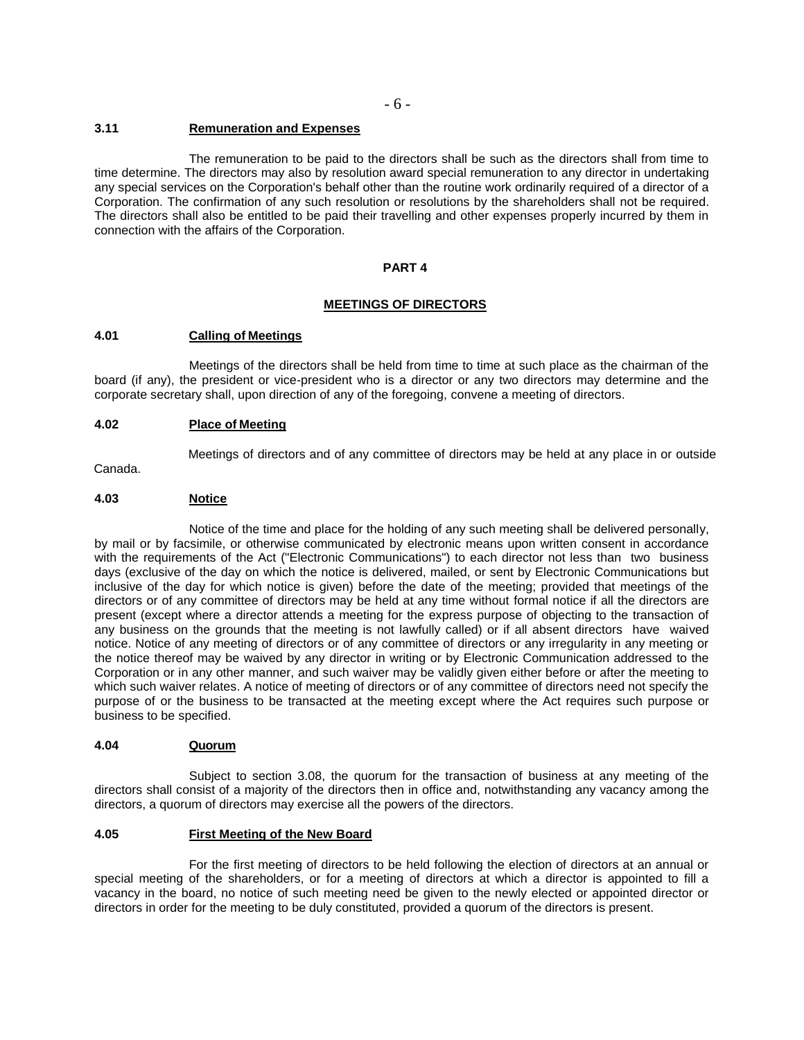### 3.11 Remuneration and Expenses

The remuneration to be paid to the directors shall be such as the directors shall from time to time determine. The directors may also by resolution award special remuneration to any director in undertaking any special services on the Corporation's behalf other than the routine work ordinarily required of a director of a Corporation. The confirmation of any such resolution or resolutions by the shareholders shall not be required. The directors shall also be entitled to be paid their travelling and other expenses properly incurred by them in connection with the affairs of the Corporation.

## PART 4

## MEETINGS OF DIRECTORS

### 4.01 Calling of Meetings

Meetings of the directors shall be held from time to time at such place as the chairman of the board (if any), the president or vice-president who is a director or any two directors may determine and the corporate secretary shall, upon direction of any of the foregoing, convene a meeting of directors.

### 4.02 Place of Meeting

Meetings of directors and of any committee of directors may be held at any place in or outside Canada.

### 4.03 Notice

Notice of the time and place for the holding of any such meeting shall be delivered personally, by mail or by facsimile, or otherwise communicated by electronic means upon written consent in accordance with the requirements of the Act ("Electronic Communications") to each director not less than two business days (exclusive of the day on which the notice is delivered, mailed, or sent by Electronic Communications but inclusive of the day for which notice is given) before the date of the meeting; provided that meetings of the directors or of any committee of directors may be held at any time without formal notice if all the directors are present (except where a director attends a meeting for the express purpose of objecting to the transaction of any business on the grounds that the meeting is not lawfully called) or if all absent directors have waived notice. Notice of any meeting of directors or of any committee of directors or any irregularity in any meeting or the notice thereof may be waived by any director in writing or by Electronic Communication addressed to the Corporation or in any other manner, and such waiver may be validly given either before or after the meeting to which such waiver relates. A notice of meeting of directors or of any committee of directors need not specify the purpose of or the business to be transacted at the meeting except where the Act requires such purpose or business to be specified.

### 4.04 Quorum

Subject to section 3.08, the quorum for the transaction of business at any meeting of the directors shall consist of a majority of the directors then in office and, notwithstanding any vacancy among the directors, a quorum of directors may exercise all the powers of the directors.

### 4.05 First Meeting of the New Board

For the first meeting of directors to be held following the election of directors at an annual or special meeting of the shareholders, or for a meeting of directors at which a director is appointed to fill a vacancy in the board, no notice of such meeting need be given to the newly elected or appointed director or directors in order for the meeting to be duly constituted, provided a quorum of the directors is present.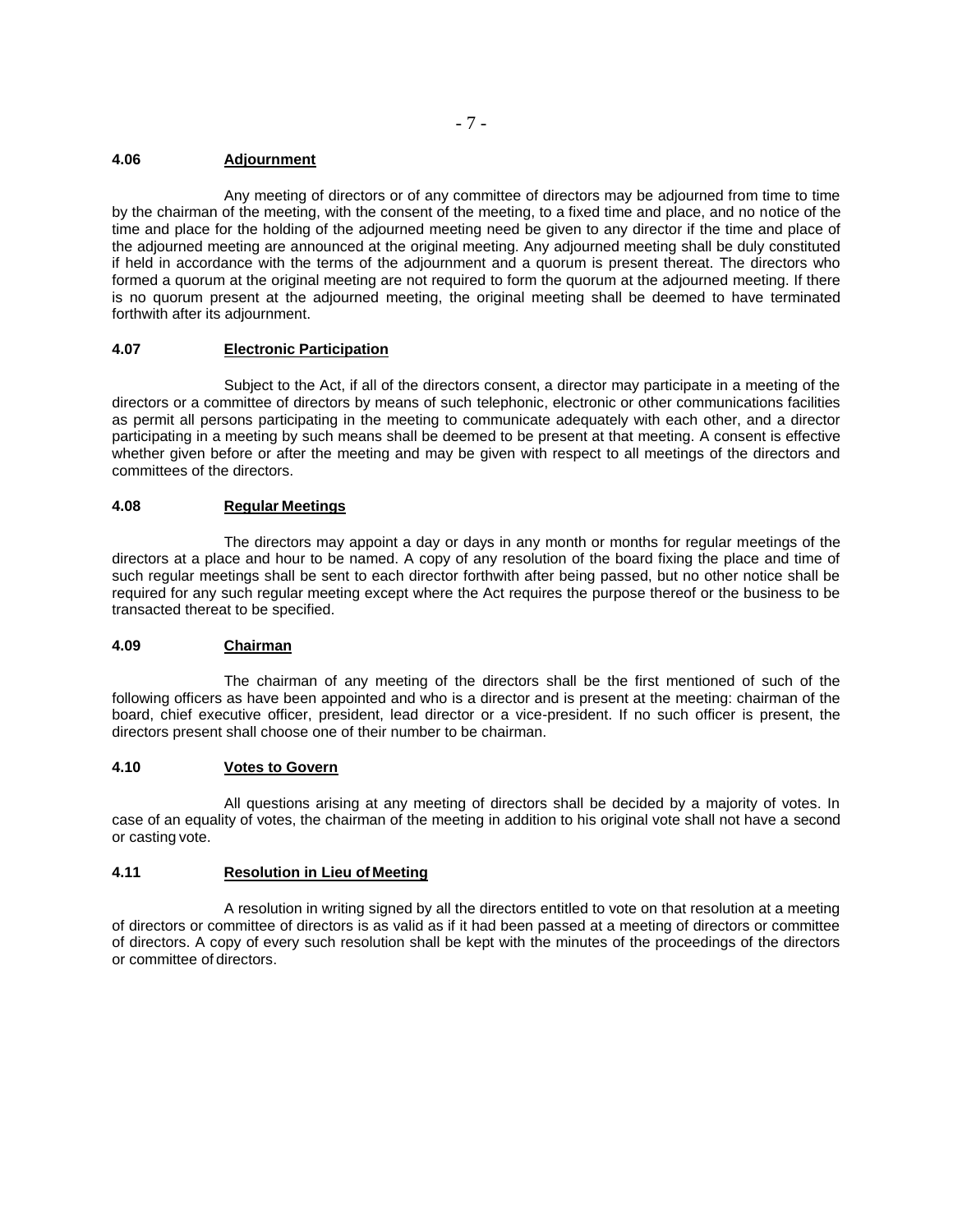### 4.06 Adjournment

Any meeting of directors or of any committee of directors may be adjourned from time to time by the chairman of the meeting, with the consent of the meeting, to a fixed time and place, and no notice of the time and place for the holding of the adjourned meeting need be given to any director if the time and place of the adjourned meeting are announced at the original meeting. Any adjourned meeting shall be duly constituted if held in accordance with the terms of the adjournment and a quorum is present thereat. The directors who formed a quorum at the original meeting are not required to form the quorum at the adjourned meeting. If there is no quorum present at the adjourned meeting, the original meeting shall be deemed to have terminated forthwith after its adjournment.

### 4.07 Electronic Participation

Subject to the Act, if all of the directors consent, a director may participate in a meeting of the directors or a committee of directors by means of such telephonic, electronic or other communications facilities as permit all persons participating in the meeting to communicate adequately with each other, and a director participating in a meeting by such means shall be deemed to be present at that meeting. A consent is effective whether given before or after the meeting and may be given with respect to all meetings of the directors and committees of the directors.

### 4.08 Regular Meetings

The directors may appoint a day or days in any month or months for regular meetings of the directors at a place and hour to be named. A copy of any resolution of the board fixing the place and time of such regular meetings shall be sent to each director forthwith after being passed, but no other notice shall be required for any such regular meeting except where the Act requires the purpose thereof or the business to be transacted thereat to be specified.

### 4.09 Chairman

The chairman of any meeting of the directors shall be the first mentioned of such of the following officers as have been appointed and who is a director and is present at the meeting: chairman of the board, chief executive officer, president, lead director or a vice-president. If no such officer is present, the directors present shall choose one of their number to be chairman.

### 4.10 Votes to Govern

All questions arising at any meeting of directors shall be decided by a majority of votes. In case of an equality of votes, the chairman of the meeting in addition to his original vote shall not have a second or casting vote.

### 4.11 Resolution in Lieu of Meeting

A resolution in writing signed by all the directors entitled to vote on that resolution at a meeting of directors or committee of directors is as valid as if it had been passed at a meeting of directors or committee of directors. A copy of every such resolution shall be kept with the minutes of the proceedings of the directors or committee of directors.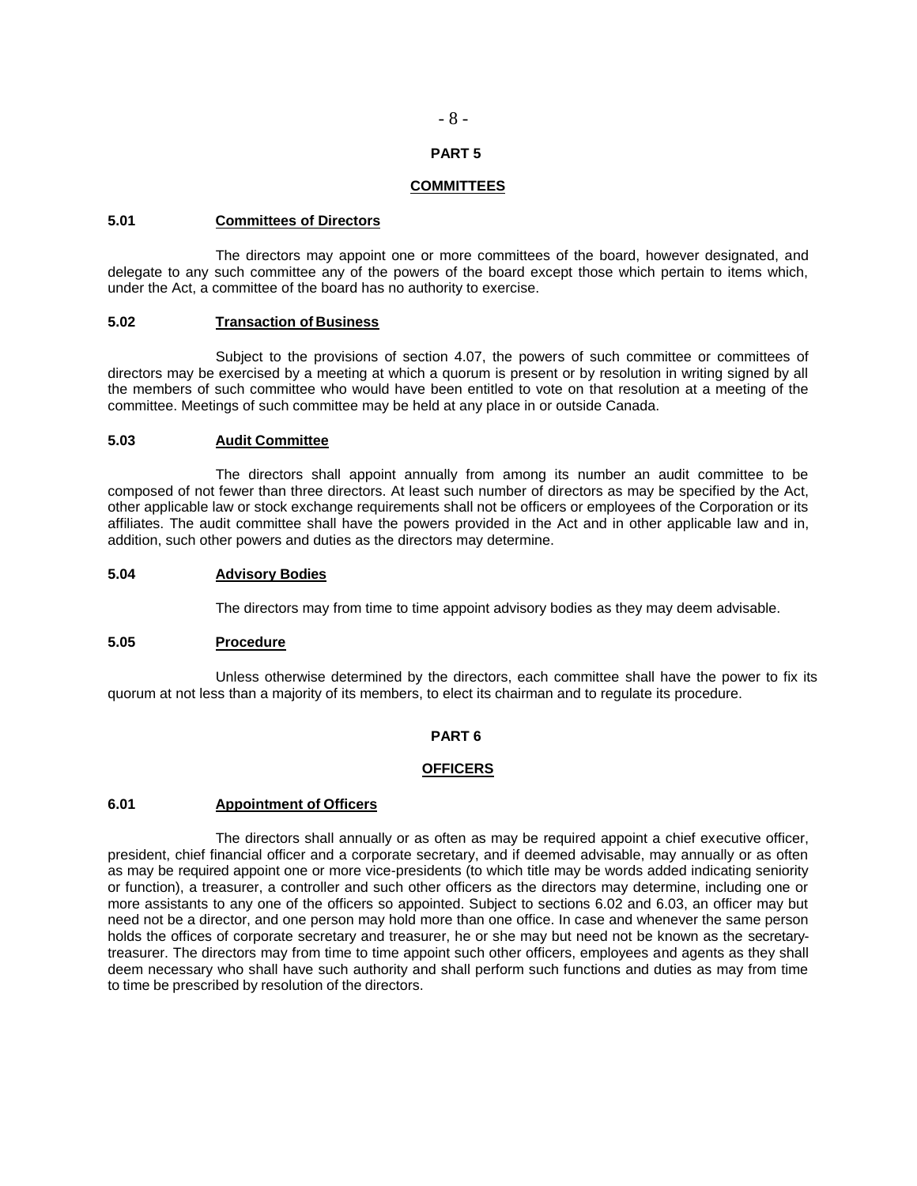## PART 5

## COMMITTEES

### 5.01 Committees of Directors

The directors may appoint one or more committees of the board, however designated, and delegate to any such committee any of the powers of the board except those which pertain to items which, under the Act, a committee of the board has no authority to exercise.

### 5.02 Transaction of Business

Subject to the provisions of section 4.07, the powers of such committee or committees of directors may be exercised by a meeting at which a quorum is present or by resolution in writing signed by all the members of such committee who would have been entitled to vote on that resolution at a meeting of the committee. Meetings of such committee may be held at any place in or outside Canada.

### 5.03 Audit Committee

The directors shall appoint annually from among its number an audit committee to be composed of not fewer than three directors. At least such number of directors as may be specified by the Act, other applicable law or stock exchange requirements shall not be officers or employees of the Corporation or its affiliates. The audit committee shall have the powers provided in the Act and in other applicable law and in, addition, such other powers and duties as the directors may determine.

### 5.04 Advisory Bodies

The directors may from time to time appoint advisory bodies as they may deem advisable.

### 5.05 Procedure

Unless otherwise determined by the directors, each committee shall have the power to fix its quorum at not less than a majority of its members, to elect its chairman and to regulate its procedure.

## PART 6

## OFFICERS

### 6.01 Appointment of Officers

The directors shall annually or as often as may be required appoint a chief executive officer, president, chief financial officer and a corporate secretary, and if deemed advisable, may annually or as often as may be required appoint one or more vice-presidents (to which title may be words added indicating seniority or function), a treasurer, a controller and such other officers as the directors may determine, including one or more assistants to any one of the officers so appointed. Subject to sections 6.02 and 6.03, an officer may but need not be a director, and one person may hold more than one office. In case and whenever the same person holds the offices of corporate secretary and treasurer, he or she may but need not be known as the secretary-treasurer. The directors may from time to time appoint such other officers, employees and agents as they shall deem necessary who shall have such authority and shall perform such functions and duties as may from time to time be prescribed by resolution of the directors.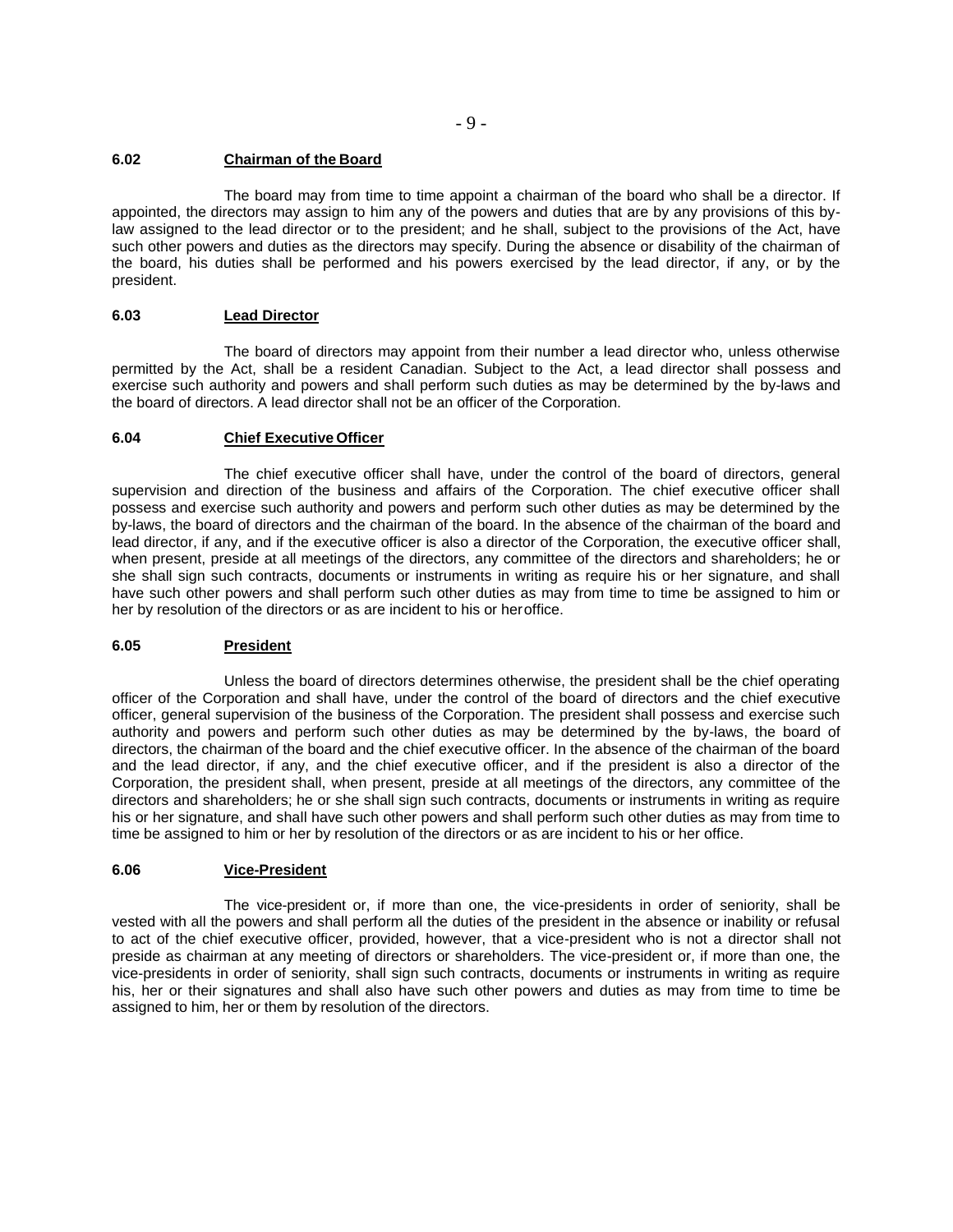### 6.02 Chairman of the Board

The board may from time to time appoint a chairman of the board who shall be a director. If appointed, the directors may assign to him any of the powers and duties that are by any provisions of this by-law assigned to the lead director or to the president; and he shall, subject to the provisions of the Act, have such other powers and duties as the directors may specify. During the absence or disability of the chairman of the board, his duties shall be performed and his powers exercised by the lead director, if any, or by the president.

### 6.03 Lead Director

The board of directors may appoint from their number a lead director who, unless otherwise permitted by the Act, shall be a resident Canadian. Subject to the Act, a lead director shall possess and exercise such authority and powers and shall perform such duties as may be determined by the by-laws and the board of directors. A lead director shall not be an officer of the Corporation.

### 6.04 Chief Executive Officer

The chief executive officer shall have, under the control of the board of directors, general supervision and direction of the business and affairs of the Corporation. The chief executive officer shall possess and exercise such authority and powers and perform such other duties as may be determined by the by-laws, the board of directors and the chairman of the board. In the absence of the chairman of the board and lead director, if any, and if the executive officer is also a director of the Corporation, the executive officer shall, when present, preside at all meetings of the directors, any committee of the directors and shareholders; he or she shall sign such contracts, documents or instruments in writing as require his or her signature, and shall have such other powers and shall perform such other duties as may from time to time be assigned to him or her by resolution of the directors or as are incident to his or her office.

### 6.05 President

Unless the board of directors determines otherwise, the president shall be the chief operating officer of the Corporation and shall have, under the control of the board of directors and the chief executive officer, general supervision of the business of the Corporation. The president shall possess and exercise such authority and powers and perform such other duties as may be determined by the by-laws, the board of directors, the chairman of the board and the chief executive officer. In the absence of the chairman of the board and the lead director, if any, and the chief executive officer, and if the president is also a director of the Corporation, the president shall, when present, preside at all meetings of the directors, any committee of the directors and shareholders; he or she shall sign such contracts, documents or instruments in writing as require his or her signature, and shall have such other powers and shall perform such other duties as may from time to time be assigned to him or her by resolution of the directors or as are incident to his or her office.

### 6.06 Vice-President

The vice-president or, if more than one, the vice-presidents in order of seniority, shall be vested with all the powers and shall perform all the duties of the president in the absence or inability or refusal to act of the chief executive officer, provided, however, that a vice-president who is not a director shall not preside as chairman at any meeting of directors or shareholders. The vice-president or, if more than one, the vice-presidents in order of seniority, shall sign such contracts, documents or instruments in writing as require his, her or their signatures and shall also have such other powers and duties as may from time to time be assigned to him, her or them by resolution of the directors.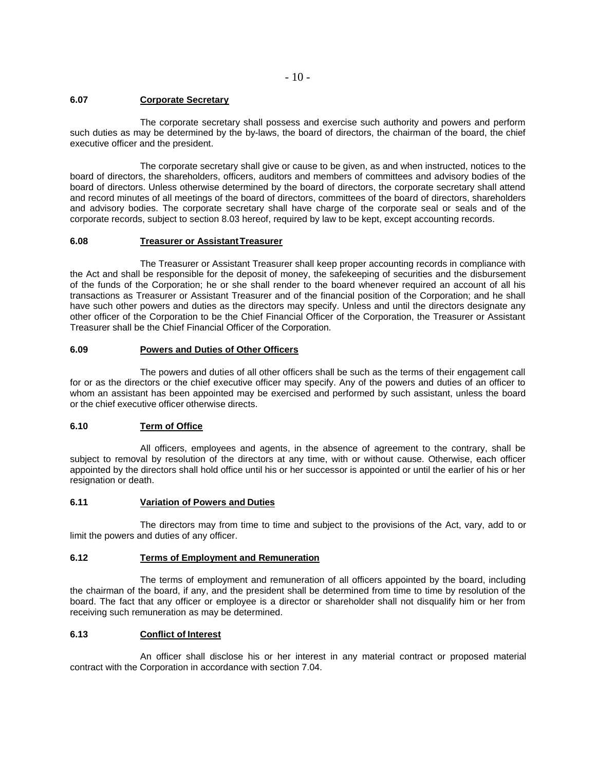### 6.07 **Corporate Secretary**

The corporate secretary shall possess and exercise such authority and powers and perform such duties as may be determined by the by-laws, the board of directors, the chairman of the board, the chief executive officer and the president.

The corporate secretary shall give or cause to be given, as and when instructed, notices to the board of directors, the shareholders, officers, auditors and members of committees and advisory bodies of the board of directors. Unless otherwise determined by the board of directors, the corporate secretary shall attend and record minutes of all meetings of the board of directors, committees of the board of directors, shareholders and advisory bodies. The corporate secretary shall have charge of the corporate seal or seals and of the corporate records, subject to section 8.03 hereof, required by law to be kept, except accounting records.

### 6.08 **Treasurer or Assistant Treasurer**

The Treasurer or Assistant Treasurer shall keep proper accounting records in compliance with the Act and shall be responsible for the deposit of money, the safekeeping of securities and the disbursement of the funds of the Corporation; he or she shall render to the board whenever required an account of all his transactions as Treasurer or Assistant Treasurer and of the financial position of the Corporation; and he shall have such other powers and duties as the directors may specify. Unless and until the directors designate any other officer of the Corporation to be the Chief Financial Officer of the Corporation, the Treasurer or Assistant Treasurer shall be the Chief Financial Officer of the Corporation.

### 6.09 **Powers and Duties of Other Officers**

The powers and duties of all other officers shall be such as the terms of their engagement call for or as the directors or the chief executive officer may specify. Any of the powers and duties of an officer to whom an assistant has been appointed may be exercised and performed by such assistant, unless the board or the chief executive officer otherwise directs.

### 6.10 **Term of Office**

All officers, employees and agents, in the absence of agreement to the contrary, shall be subject to removal by resolution of the directors at any time, with or without cause. Otherwise, each officer appointed by the directors shall hold office until his or her successor is appointed or until the earlier of his or her resignation or death.

### 6.11 **Variation of Powers and Duties**

The directors may from time to time and subject to the provisions of the Act, vary, add to or limit the powers and duties of any officer.

### 6.12 **Terms of Employment and Remuneration**

The terms of employment and remuneration of all officers appointed by the board, including the chairman of the board, if any, and the president shall be determined from time to time by resolution of the board. The fact that any officer or employee is a director or shareholder shall not disqualify him or her from receiving such remuneration as may be determined.

### 6.13 **Conflict of Interest**

An officer shall disclose his or her interest in any material contract or proposed material contract with the Corporation in accordance with section 7.04.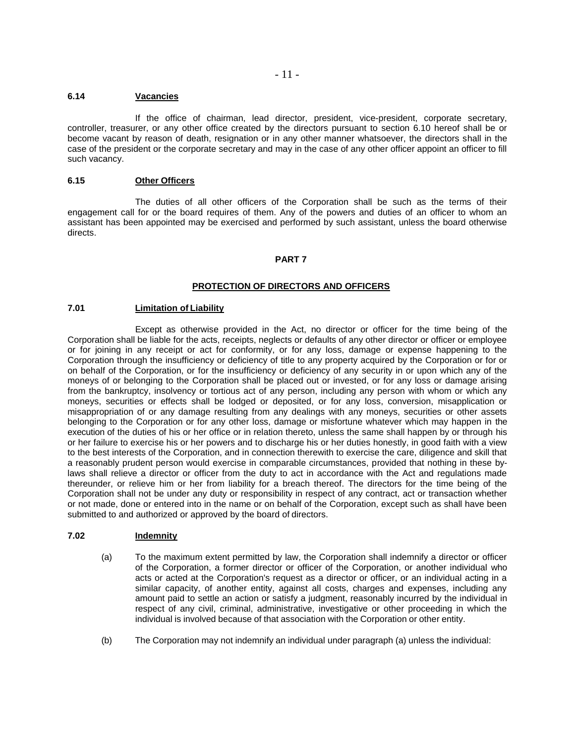### 6.14 Vacancies

If the office of chairman, lead director, president, vice-president, corporate secretary, controller, treasurer, or any other office created by the directors pursuant to section 6.10 hereof shall be or become vacant by reason of death, resignation or in any other manner whatsoever, the directors shall in the case of the president or the corporate secretary and may in the case of any other officer appoint an officer to fill such vacancy.

### 6.15 Other Officers

The duties of all other officers of the Corporation shall be such as the terms of their engagement call for or the board requires of them. Any of the powers and duties of an officer to whom an assistant has been appointed may be exercised and performed by such assistant, unless the board otherwise directs.

## PART 7

## PROTECTION OF DIRECTORS AND OFFICERS

### 7.01 Limitation of Liability

Except as otherwise provided in the Act, no director or officer for the time being of the Corporation shall be liable for the acts, receipts, neglects or defaults of any other director or officer or employee or for joining in any receipt or act for conformity, or for any loss, damage or expense happening to the Corporation through the insufficiency or deficiency of title to any property acquired by the Corporation or for or on behalf of the Corporation, or for the insufficiency or deficiency of any security in or upon which any of the moneys of or belonging to the Corporation shall be placed out or invested, or for any loss or damage arising from the bankruptcy, insolvency or tortious act of any person, including any person with whom or which any moneys, securities or effects shall be lodged or deposited, or for any loss, conversion, misapplication or misappropriation of or any damage resulting from any dealings with any moneys, securities or other assets belonging to the Corporation or for any other loss, damage or misfortune whatever which may happen in the execution of the duties of his or her office or in relation thereto, unless the same shall happen by or through his or her failure to exercise his or her powers and to discharge his or her duties honestly, in good faith with a view to the best interests of the Corporation, and in connection therewith to exercise the care, diligence and skill that a reasonably prudent person would exercise in comparable circumstances, provided that nothing in these by-laws shall relieve a director or officer from the duty to act in accordance with the Act and regulations made thereunder, or relieve him or her from liability for a breach thereof. The directors for the time being of the Corporation shall not be under any duty or responsibility in respect of any contract, act or transaction whether or not made, done or entered into in the name or on behalf of the Corporation, except such as shall have been submitted to and authorized or approved by the board of directors.

### 7.02 Indemnity

(a) To the maximum extent permitted by law, the Corporation shall indemnify a director or officer of the Corporation, a former director or officer of the Corporation, or another individual who acts or acted at the Corporation's request as a director or officer, or an individual acting in a similar capacity, of another entity, against all costs, charges and expenses, including any amount paid to settle an action or satisfy a judgment, reasonably incurred by the individual in respect of any civil, criminal, administrative, investigative or other proceeding in which the individual is involved because of that association with the Corporation or other entity.

(b) The Corporation may not indemnify an individual under paragraph (a) unless the individual: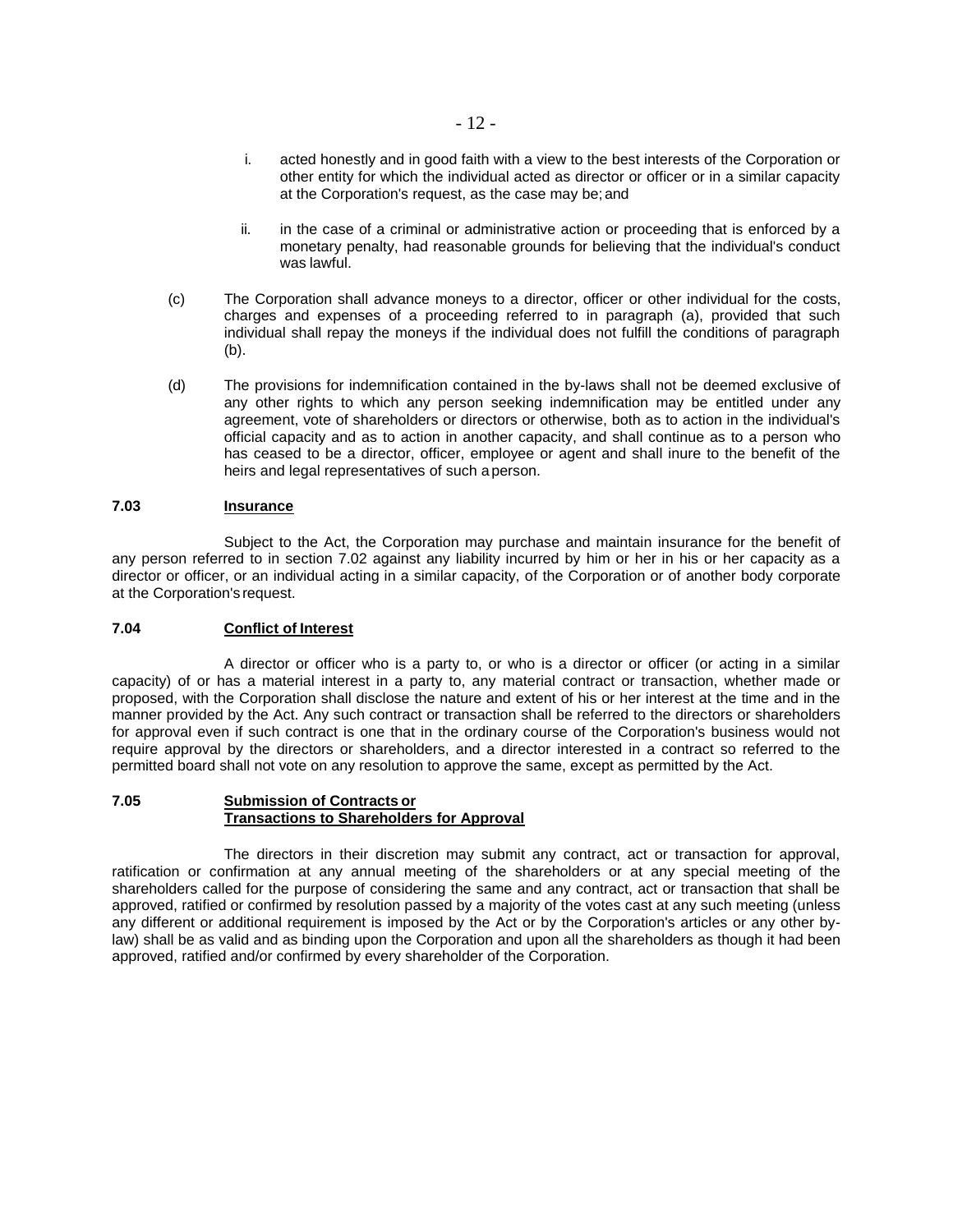i. acted honestly and in good faith with a view to the best interests of the Corporation or other entity for which the individual acted as director or officer or in a similar capacity at the Corporation's request, as the case may be; and

ii. in the case of a criminal or administrative action or proceeding that is enforced by a monetary penalty, had reasonable grounds for believing that the individual's conduct was lawful.

(c) The Corporation shall advance moneys to a director, officer or other individual for the costs, charges and expenses of a proceeding referred to in paragraph (a), provided that such individual shall repay the moneys if the individual does not fulfill the conditions of paragraph (b).

(d) The provisions for indemnification contained in the by-laws shall not be deemed exclusive of any other rights to which any person seeking indemnification may be entitled under any agreement, vote of shareholders or directors or otherwise, both as to action in the individual's official capacity and as to action in another capacity, and shall continue as to a person who has ceased to be a director, officer, employee or agent and shall inure to the benefit of the heirs and legal representatives of such a person.

### 7.03 **Insurance**

Subject to the Act, the Corporation may purchase and maintain insurance for the benefit of any person referred to in section 7.02 against any liability incurred by him or her in his or her capacity as a director or officer, or an individual acting in a similar capacity, of the Corporation or of another body corporate at the Corporation's request.

### 7.04 **Conflict of Interest**

A director or officer who is a party to, or who is a director or officer (or acting in a similar capacity) of or has a material interest in a party to, any material contract or transaction, whether made or proposed, with the Corporation shall disclose the nature and extent of his or her interest at the time and in the manner provided by the Act. Any such contract or transaction shall be referred to the directors or shareholders for approval even if such contract is one that in the ordinary course of the Corporation's business would not require approval by the directors or shareholders, and a director interested in a contract so referred to the permitted board shall not vote on any resolution to approve the same, except as permitted by the Act.

### 7.05 **Submission of Contracts or Transactions to Shareholders for Approval**

The directors in their discretion may submit any contract, act or transaction for approval, ratification or confirmation at any annual meeting of the shareholders or at any special meeting of the shareholders called for the purpose of considering the same and any contract, act or transaction that shall be approved, ratified or confirmed by resolution passed by a majority of the votes cast at any such meeting (unless any different or additional requirement is imposed by the Act or by the Corporation's articles or any other by-law) shall be as valid and as binding upon the Corporation and upon all the shareholders as though it had been approved, ratified and/or confirmed by every shareholder of the Corporation.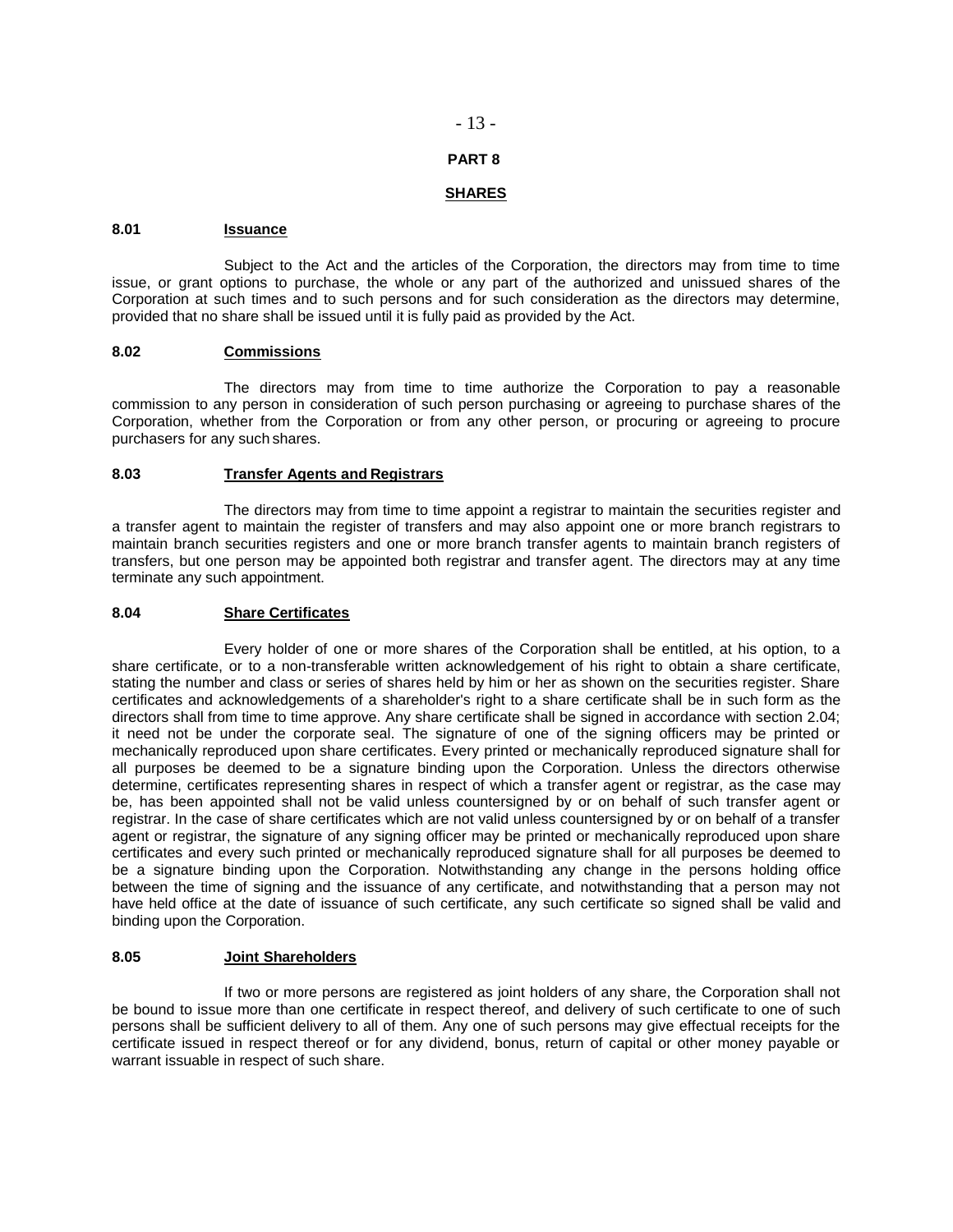# PART 8

## SHARES

### 8.01 Issuance

Subject to the Act and the articles of the Corporation, the directors may from time to time issue, or grant options to purchase, the whole or any part of the authorized and unissued shares of the Corporation at such times and to such persons and for such consideration as the directors may determine, provided that no share shall be issued until it is fully paid as provided by the Act.

### 8.02 Commissions

The directors may from time to time authorize the Corporation to pay a reasonable commission to any person in consideration of such person purchasing or agreeing to purchase shares of the Corporation, whether from the Corporation or from any other person, or procuring or agreeing to procure purchasers for any such shares.

### 8.03 Transfer Agents and Registrars

The directors may from time to time appoint a registrar to maintain the securities register and a transfer agent to maintain the register of transfers and may also appoint one or more branch registrars to maintain branch securities registers and one or more branch transfer agents to maintain branch registers of transfers, but one person may be appointed both registrar and transfer agent. The directors may at any time terminate any such appointment.

### 8.04 Share Certificates

Every holder of one or more shares of the Corporation shall be entitled, at his option, to a share certificate, or to a non-transferable written acknowledgement of his right to obtain a share certificate, stating the number and class or series of shares held by him or her as shown on the securities register. Share certificates and acknowledgements of a shareholder's right to a share certificate shall be in such form as the directors shall from time to time approve. Any share certificate shall be signed in accordance with section 2.04; it need not be under the corporate seal. The signature of one of the signing officers may be printed or mechanically reproduced upon share certificates. Every printed or mechanically reproduced signature shall for all purposes be deemed to be a signature binding upon the Corporation. Unless the directors otherwise determine, certificates representing shares in respect of which a transfer agent or registrar, as the case may be, has been appointed shall not be valid unless countersigned by or on behalf of such transfer agent or registrar. In the case of share certificates which are not valid unless countersigned by or on behalf of a transfer agent or registrar, the signature of any signing officer may be printed or mechanically reproduced upon share certificates and every such printed or mechanically reproduced signature shall for all purposes be deemed to be a signature binding upon the Corporation. Notwithstanding any change in the persons holding office between the time of signing and the issuance of any certificate, and notwithstanding that a person may not have held office at the date of issuance of such certificate, any such certificate so signed shall be valid and binding upon the Corporation.

### 8.05 Joint Shareholders

If two or more persons are registered as joint holders of any share, the Corporation shall not be bound to issue more than one certificate in respect thereof, and delivery of such certificate to one of such persons shall be sufficient delivery to all of them. Any one of such persons may give effectual receipts for the certificate issued in respect thereof or for any dividend, bonus, return of capital or other money payable or warrant issuable in respect of such share.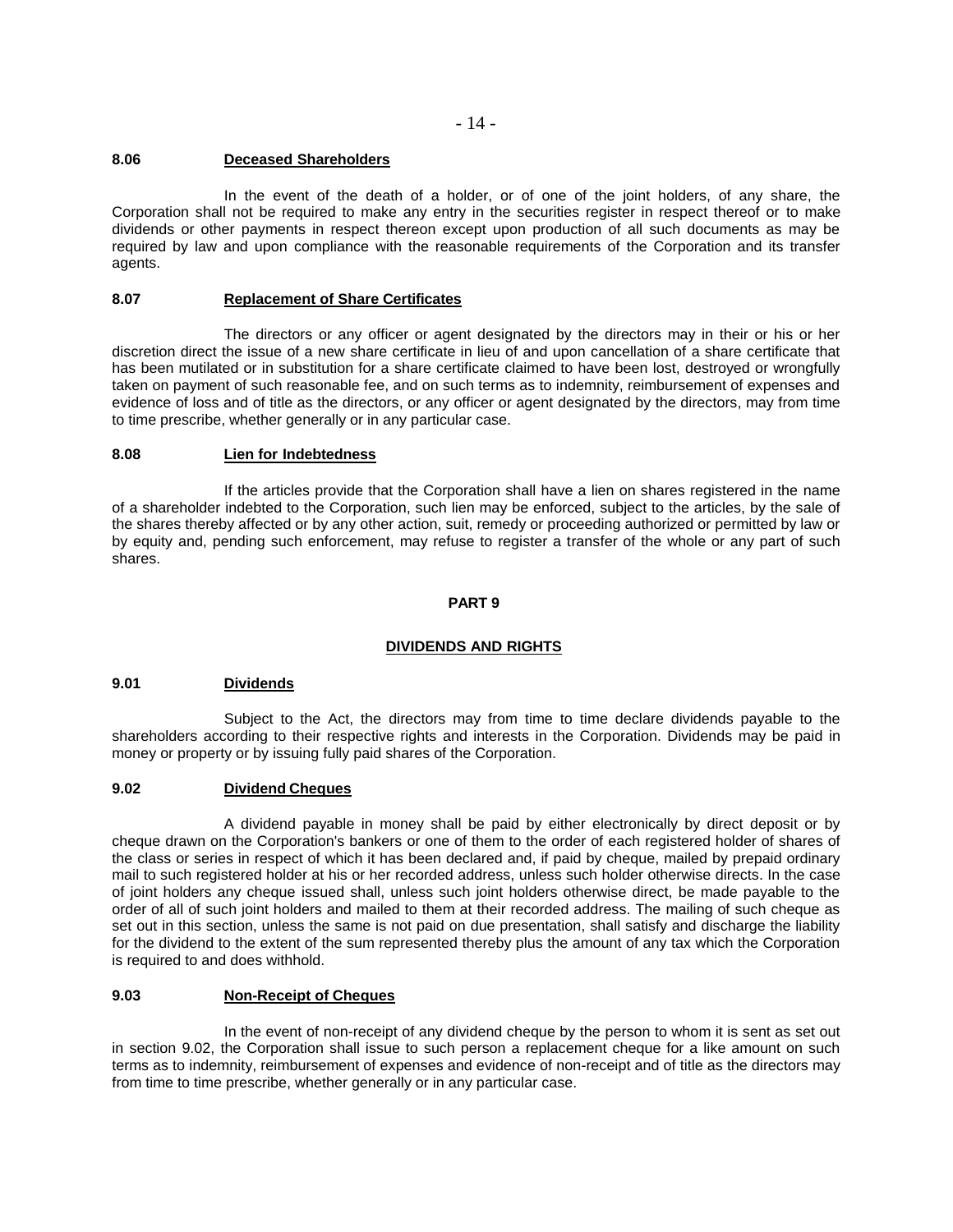### 8.06 Deceased Shareholders

In the event of the death of a holder, or of one of the joint holders, of any share, the Corporation shall not be required to make any entry in the securities register in respect thereof or to make dividends or other payments in respect thereon except upon production of all such documents as may be required by law and upon compliance with the reasonable requirements of the Corporation and its transfer agents.

### 8.07 Replacement of Share Certificates

The directors or any officer or agent designated by the directors may in their or his or her discretion direct the issue of a new share certificate in lieu of and upon cancellation of a share certificate that has been mutilated or in substitution for a share certificate claimed to have been lost, destroyed or wrongfully taken on payment of such reasonable fee, and on such terms as to indemnity, reimbursement of expenses and evidence of loss and of title as the directors, or any officer or agent designated by the directors, may from time to time prescribe, whether generally or in any particular case.

### 8.08 Lien for Indebtedness

If the articles provide that the Corporation shall have a lien on shares registered in the name of a shareholder indebted to the Corporation, such lien may be enforced, subject to the articles, by the sale of the shares thereby affected or by any other action, suit, remedy or proceeding authorized or permitted by law or by equity and, pending such enforcement, may refuse to register a transfer of the whole or any part of such shares.

## PART 9

## DIVIDENDS AND RIGHTS

### 9.01 Dividends

Subject to the Act, the directors may from time to time declare dividends payable to the shareholders according to their respective rights and interests in the Corporation. Dividends may be paid in money or property or by issuing fully paid shares of the Corporation.

### 9.02 Dividend Cheques

A dividend payable in money shall be paid by either electronically by direct deposit or by cheque drawn on the Corporation's bankers or one of them to the order of each registered holder of shares of the class or series in respect of which it has been declared and, if paid by cheque, mailed by prepaid ordinary mail to such registered holder at his or her recorded address, unless such holder otherwise directs. In the case of joint holders any cheque issued shall, unless such joint holders otherwise direct, be made payable to the order of all of such joint holders and mailed to them at their recorded address. The mailing of such cheque as set out in this section, unless the same is not paid on due presentation, shall satisfy and discharge the liability for the dividend to the extent of the sum represented thereby plus the amount of any tax which the Corporation is required to and does withhold.

### 9.03 Non-Receipt of Cheques

In the event of non-receipt of any dividend cheque by the person to whom it is sent as set out in section 9.02, the Corporation shall issue to such person a replacement cheque for a like amount on such terms as to indemnity, reimbursement of expenses and evidence of non-receipt and of title as the directors may from time to time prescribe, whether generally or in any particular case.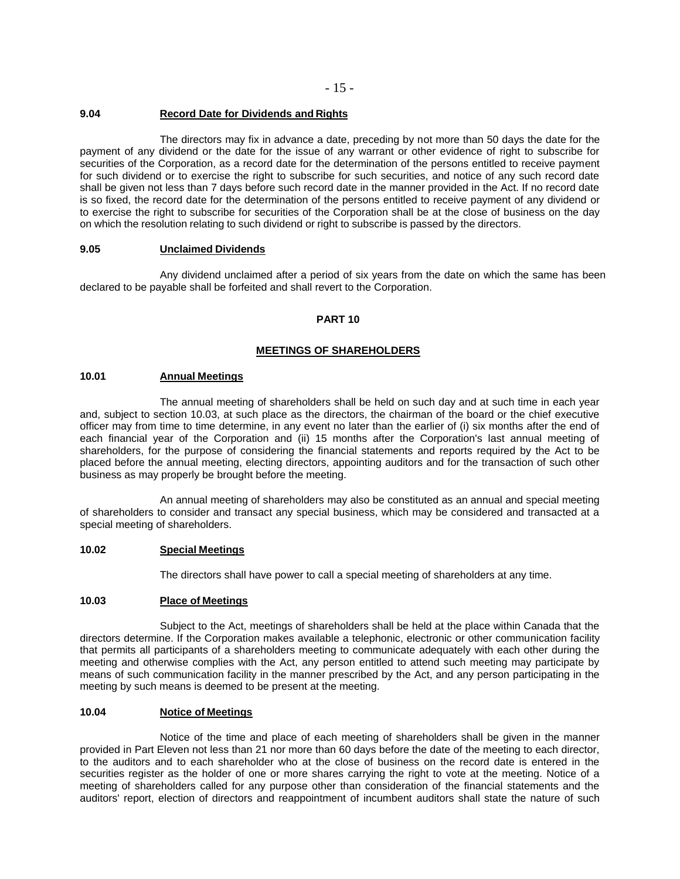### 9.04 Record Date for Dividends and Rights

The directors may fix in advance a date, preceding by not more than 50 days the date for the payment of any dividend or the date for the issue of any warrant or other evidence of right to subscribe for securities of the Corporation, as a record date for the determination of the persons entitled to receive payment for such dividend or to exercise the right to subscribe for such securities, and notice of any such record date shall be given not less than 7 days before such record date in the manner provided in the Act. If no record date is so fixed, the record date for the determination of the persons entitled to receive payment of any dividend or to exercise the right to subscribe for securities of the Corporation shall be at the close of business on the day on which the resolution relating to such dividend or right to subscribe is passed by the directors.

### 9.05 Unclaimed Dividends

Any dividend unclaimed after a period of six years from the date on which the same has been declared to be payable shall be forfeited and shall revert to the Corporation.

## PART 10

## MEETINGS OF SHAREHOLDERS

### 10.01 Annual Meetings

The annual meeting of shareholders shall be held on such day and at such time in each year and, subject to section 10.03, at such place as the directors, the chairman of the board or the chief executive officer may from time to time determine, in any event no later than the earlier of (i) six months after the end of each financial year of the Corporation and (ii) 15 months after the Corporation's last annual meeting of shareholders, for the purpose of considering the financial statements and reports required by the Act to be placed before the annual meeting, electing directors, appointing auditors and for the transaction of such other business as may properly be brought before the meeting.

An annual meeting of shareholders may also be constituted as an annual and special meeting of shareholders to consider and transact any special business, which may be considered and transacted at a special meeting of shareholders.

### 10.02 Special Meetings

The directors shall have power to call a special meeting of shareholders at any time.

### 10.03 Place of Meetings

Subject to the Act, meetings of shareholders shall be held at the place within Canada that the directors determine. If the Corporation makes available a telephonic, electronic or other communication facility that permits all participants of a shareholders meeting to communicate adequately with each other during the meeting and otherwise complies with the Act, any person entitled to attend such meeting may participate by means of such communication facility in the manner prescribed by the Act, and any person participating in the meeting by such means is deemed to be present at the meeting.

### 10.04 Notice of Meetings

Notice of the time and place of each meeting of shareholders shall be given in the manner provided in Part Eleven not less than 21 nor more than 60 days before the date of the meeting to each director, to the auditors and to each shareholder who at the close of business on the record date is entered in the securities register as the holder of one or more shares carrying the right to vote at the meeting. Notice of a meeting of shareholders called for any purpose other than consideration of the financial statements and the auditors' report, election of directors and reappointment of incumbent auditors shall state the nature of such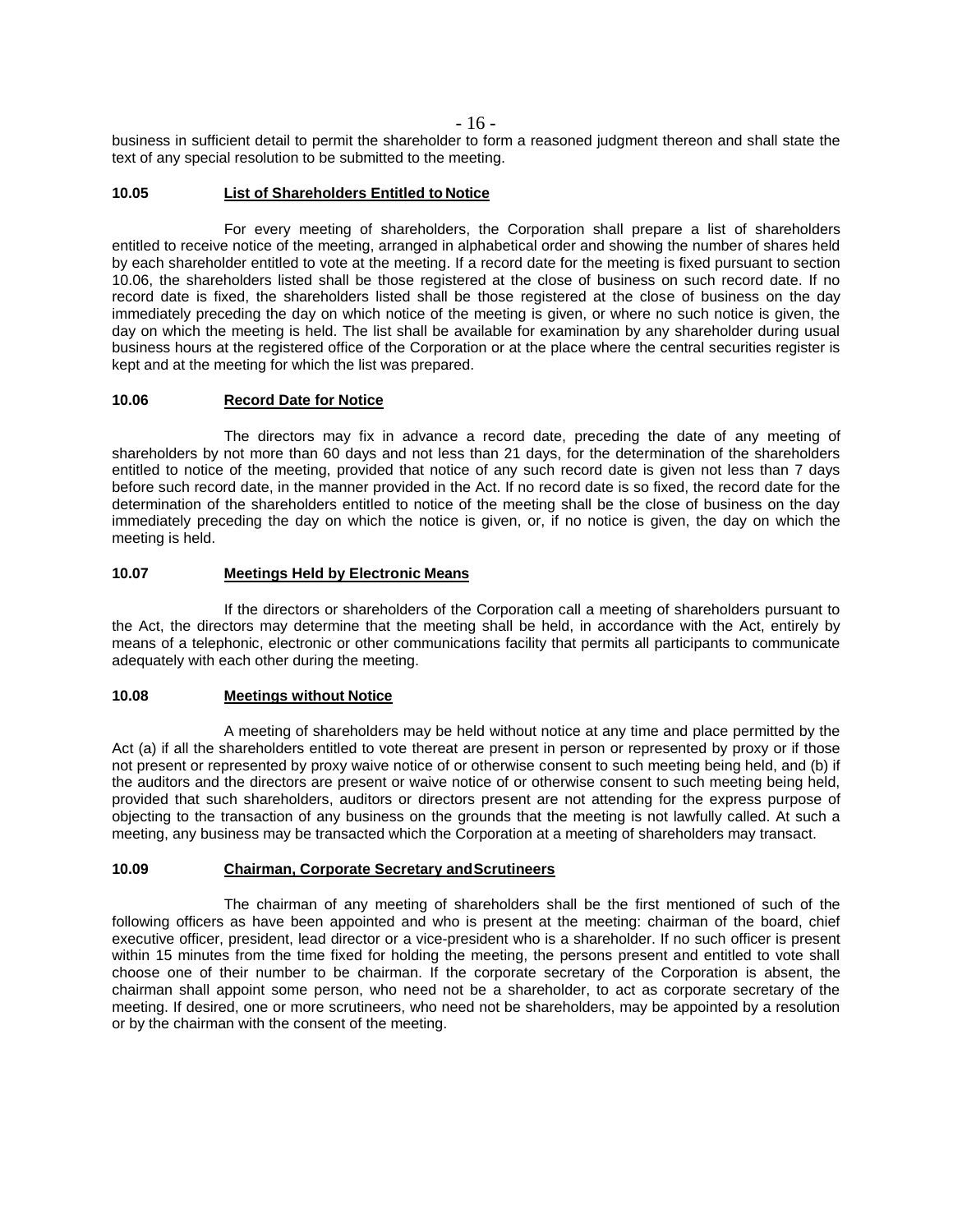business in sufficient detail to permit the shareholder to form a reasoned judgment thereon and shall state the text of any special resolution to be submitted to the meeting.

### 10.05 List of Shareholders Entitled to Notice

For every meeting of shareholders, the Corporation shall prepare a list of shareholders entitled to receive notice of the meeting, arranged in alphabetical order and showing the number of shares held by each shareholder entitled to vote at the meeting. If a record date for the meeting is fixed pursuant to section 10.06, the shareholders listed shall be those registered at the close of business on such record date. If no record date is fixed, the shareholders listed shall be those registered at the close of business on the day immediately preceding the day on which notice of the meeting is given, or where no such notice is given, the day on which the meeting is held. The list shall be available for examination by any shareholder during usual business hours at the registered office of the Corporation or at the place where the central securities register is kept and at the meeting for which the list was prepared.

### 10.06 Record Date for Notice

The directors may fix in advance a record date, preceding the date of any meeting of shareholders by not more than 60 days and not less than 21 days, for the determination of the shareholders entitled to notice of the meeting, provided that notice of any such record date is given not less than 7 days before such record date, in the manner provided in the Act. If no record date is so fixed, the record date for the determination of the shareholders entitled to notice of the meeting shall be the close of business on the day immediately preceding the day on which the notice is given, or, if no notice is given, the day on which the meeting is held.

### 10.07 Meetings Held by Electronic Means

If the directors or shareholders of the Corporation call a meeting of shareholders pursuant to the Act, the directors may determine that the meeting shall be held, in accordance with the Act, entirely by means of a telephonic, electronic or other communications facility that permits all participants to communicate adequately with each other during the meeting.

### 10.08 Meetings without Notice

A meeting of shareholders may be held without notice at any time and place permitted by the Act (a) if all the shareholders entitled to vote thereat are present in person or represented by proxy or if those not present or represented by proxy waive notice of or otherwise consent to such meeting being held, and (b) if the auditors and the directors are present or waive notice of or otherwise consent to such meeting being held, provided that such shareholders, auditors or directors present are not attending for the express purpose of objecting to the transaction of any business on the grounds that the meeting is not lawfully called. At such a meeting, any business may be transacted which the Corporation at a meeting of shareholders may transact.

### 10.09 Chairman, Corporate Secretary and Scrutineers

The chairman of any meeting of shareholders shall be the first mentioned of such of the following officers as have been appointed and who is present at the meeting: chairman of the board, chief executive officer, president, lead director or a vice-president who is a shareholder. If no such officer is present within 15 minutes from the time fixed for holding the meeting, the persons present and entitled to vote shall choose one of their number to be chairman. If the corporate secretary of the Corporation is absent, the chairman shall appoint some person, who need not be a shareholder, to act as corporate secretary of the meeting. If desired, one or more scrutineers, who need not be shareholders, may be appointed by a resolution or by the chairman with the consent of the meeting.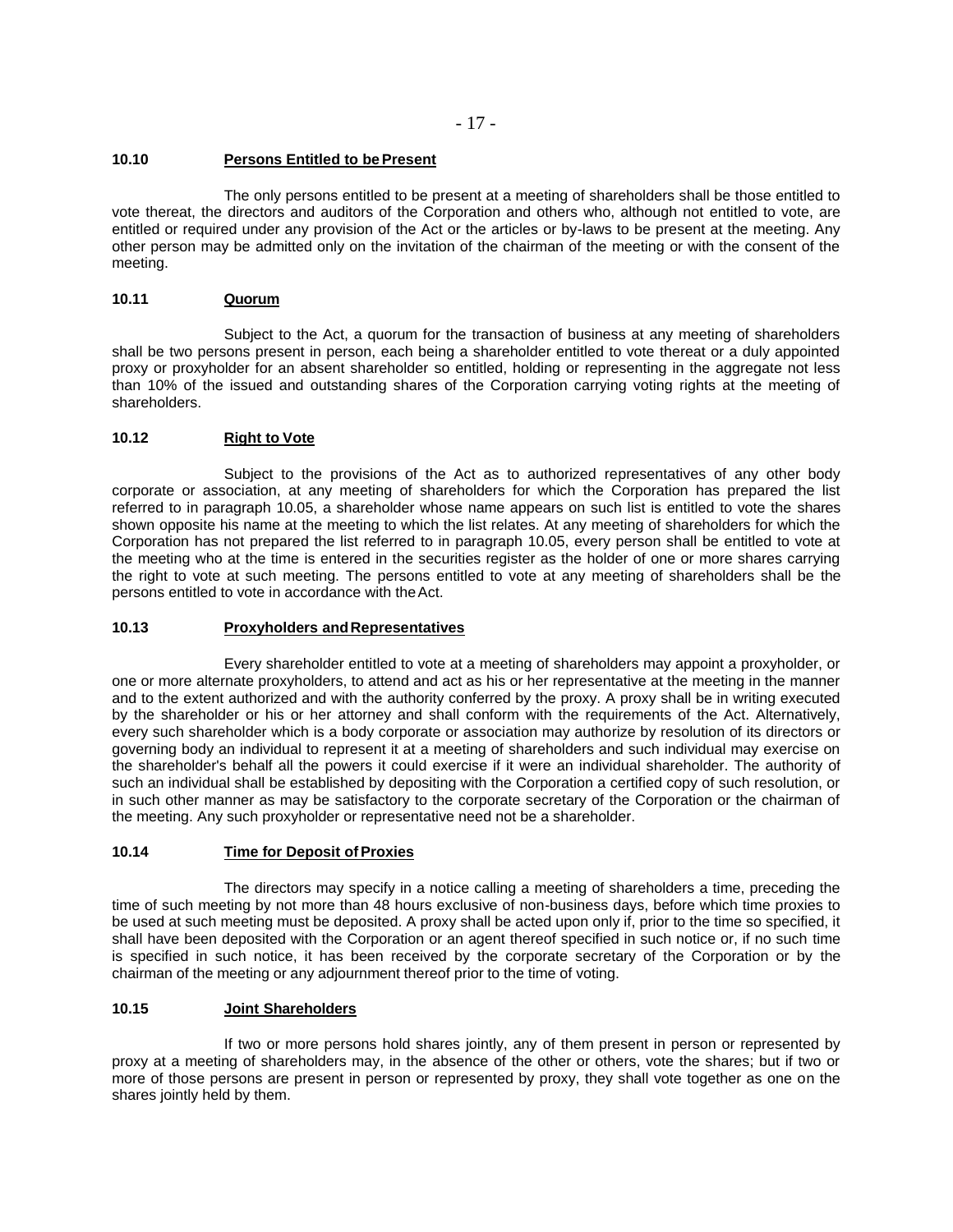### 10.10 Persons Entitled to be Present

The only persons entitled to be present at a meeting of shareholders shall be those entitled to vote thereat, the directors and auditors of the Corporation and others who, although not entitled to vote, are entitled or required under any provision of the Act or the articles or by-laws to be present at the meeting. Any other person may be admitted only on the invitation of the chairman of the meeting or with the consent of the meeting.

### 10.11 Quorum

Subject to the Act, a quorum for the transaction of business at any meeting of shareholders shall be two persons present in person, each being a shareholder entitled to vote thereat or a duly appointed proxy or proxyholder for an absent shareholder so entitled, holding or representing in the aggregate not less than 10% of the issued and outstanding shares of the Corporation carrying voting rights at the meeting of shareholders.

### 10.12 Right to Vote

Subject to the provisions of the Act as to authorized representatives of any other body corporate or association, at any meeting of shareholders for which the Corporation has prepared the list referred to in paragraph 10.05, a shareholder whose name appears on such list is entitled to vote the shares shown opposite his name at the meeting to which the list relates. At any meeting of shareholders for which the Corporation has not prepared the list referred to in paragraph 10.05, every person shall be entitled to vote at the meeting who at the time is entered in the securities register as the holder of one or more shares carrying the right to vote at such meeting. The persons entitled to vote at any meeting of shareholders shall be the persons entitled to vote in accordance with the Act.

### 10.13 Proxyholders and Representatives

Every shareholder entitled to vote at a meeting of shareholders may appoint a proxyholder, or one or more alternate proxyholders, to attend and act as his or her representative at the meeting in the manner and to the extent authorized and with the authority conferred by the proxy. A proxy shall be in writing executed by the shareholder or his or her attorney and shall conform with the requirements of the Act. Alternatively, every such shareholder which is a body corporate or association may authorize by resolution of its directors or governing body an individual to represent it at a meeting of shareholders and such individual may exercise on the shareholder's behalf all the powers it could exercise if it were an individual shareholder. The authority of such an individual shall be established by depositing with the Corporation a certified copy of such resolution, or in such other manner as may be satisfactory to the corporate secretary of the Corporation or the chairman of the meeting. Any such proxyholder or representative need not be a shareholder.

### 10.14 Time for Deposit of Proxies

The directors may specify in a notice calling a meeting of shareholders a time, preceding the time of such meeting by not more than 48 hours exclusive of non-business days, before which time proxies to be used at such meeting must be deposited. A proxy shall be acted upon only if, prior to the time so specified, it shall have been deposited with the Corporation or an agent thereof specified in such notice or, if no such time is specified in such notice, it has been received by the corporate secretary of the Corporation or by the chairman of the meeting or any adjournment thereof prior to the time of voting.

### 10.15 Joint Shareholders

If two or more persons hold shares jointly, any of them present in person or represented by proxy at a meeting of shareholders may, in the absence of the other or others, vote the shares; but if two or more of those persons are present in person or represented by proxy, they shall vote together as one on the shares jointly held by them.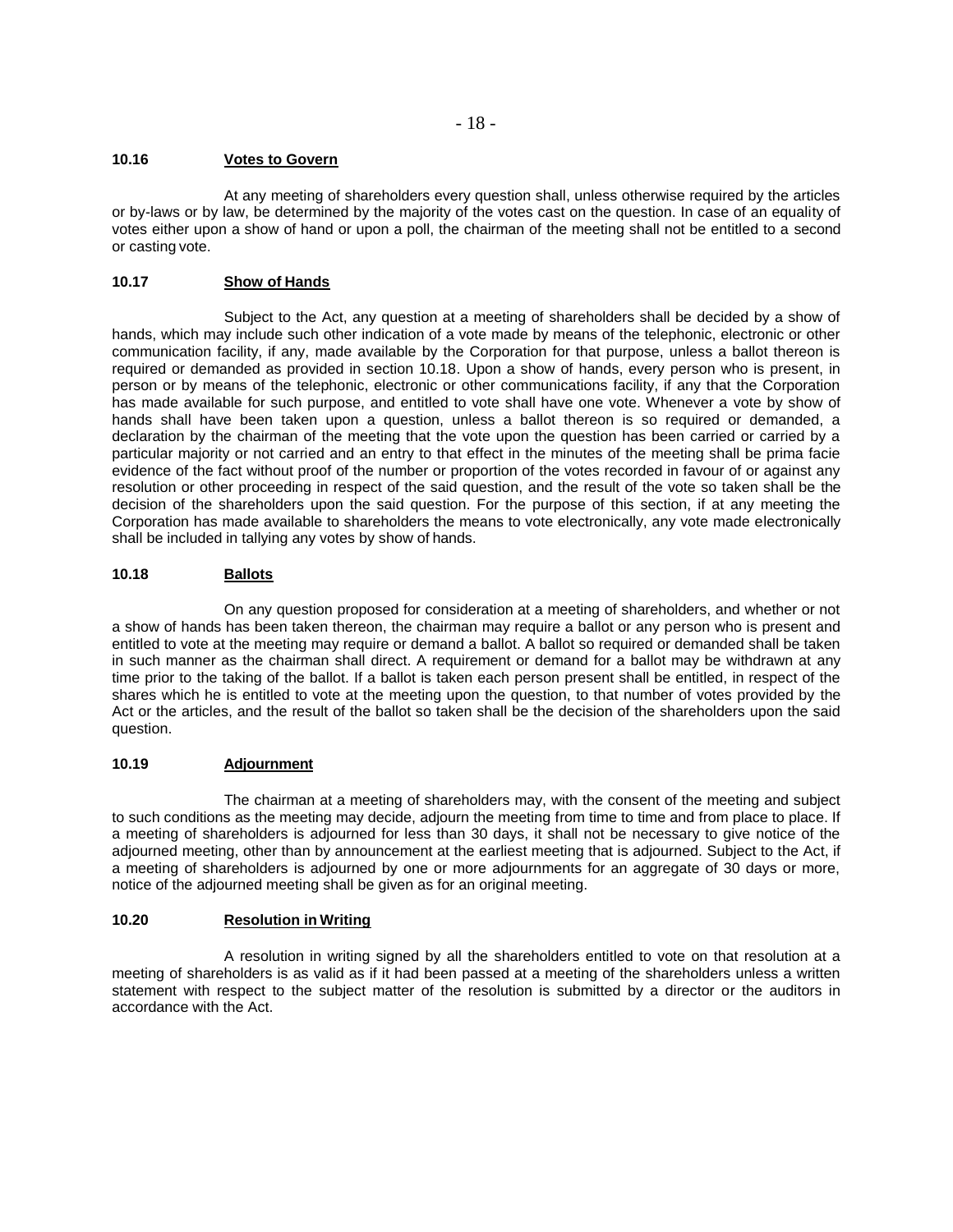### 10.16 Votes to Govern

At any meeting of shareholders every question shall, unless otherwise required by the articles or by-laws or by law, be determined by the majority of the votes cast on the question. In case of an equality of votes either upon a show of hand or upon a poll, the chairman of the meeting shall not be entitled to a second or casting vote.

### 10.17 Show of Hands

Subject to the Act, any question at a meeting of shareholders shall be decided by a show of hands, which may include such other indication of a vote made by means of the telephonic, electronic or other communication facility, if any, made available by the Corporation for that purpose, unless a ballot thereon is required or demanded as provided in section 10.18. Upon a show of hands, every person who is present, in person or by means of the telephonic, electronic or other communications facility, if any that the Corporation has made available for such purpose, and entitled to vote shall have one vote. Whenever a vote by show of hands shall have been taken upon a question, unless a ballot thereon is so required or demanded, a declaration by the chairman of the meeting that the vote upon the question has been carried or carried by a particular majority or not carried and an entry to that effect in the minutes of the meeting shall be prima facie evidence of the fact without proof of the number or proportion of the votes recorded in favour of or against any resolution or other proceeding in respect of the said question, and the result of the vote so taken shall be the decision of the shareholders upon the said question. For the purpose of this section, if at any meeting the Corporation has made available to shareholders the means to vote electronically, any vote made electronically shall be included in tallying any votes by show of hands.

### 10.18 Ballots

On any question proposed for consideration at a meeting of shareholders, and whether or not a show of hands has been taken thereon, the chairman may require a ballot or any person who is present and entitled to vote at the meeting may require or demand a ballot. A ballot so required or demanded shall be taken in such manner as the chairman shall direct. A requirement or demand for a ballot may be withdrawn at any time prior to the taking of the ballot. If a ballot is taken each person present shall be entitled, in respect of the shares which he is entitled to vote at the meeting upon the question, to that number of votes provided by the Act or the articles, and the result of the ballot so taken shall be the decision of the shareholders upon the said question.

### 10.19 Adjournment

The chairman at a meeting of shareholders may, with the consent of the meeting and subject to such conditions as the meeting may decide, adjourn the meeting from time to time and from place to place. If a meeting of shareholders is adjourned for less than 30 days, it shall not be necessary to give notice of the adjourned meeting, other than by announcement at the earliest meeting that is adjourned. Subject to the Act, if a meeting of shareholders is adjourned by one or more adjournments for an aggregate of 30 days or more, notice of the adjourned meeting shall be given as for an original meeting.

### 10.20 Resolution in Writing

A resolution in writing signed by all the shareholders entitled to vote on that resolution at a meeting of shareholders is as valid as if it had been passed at a meeting of the shareholders unless a written statement with respect to the subject matter of the resolution is submitted by a director or the auditors in accordance with the Act.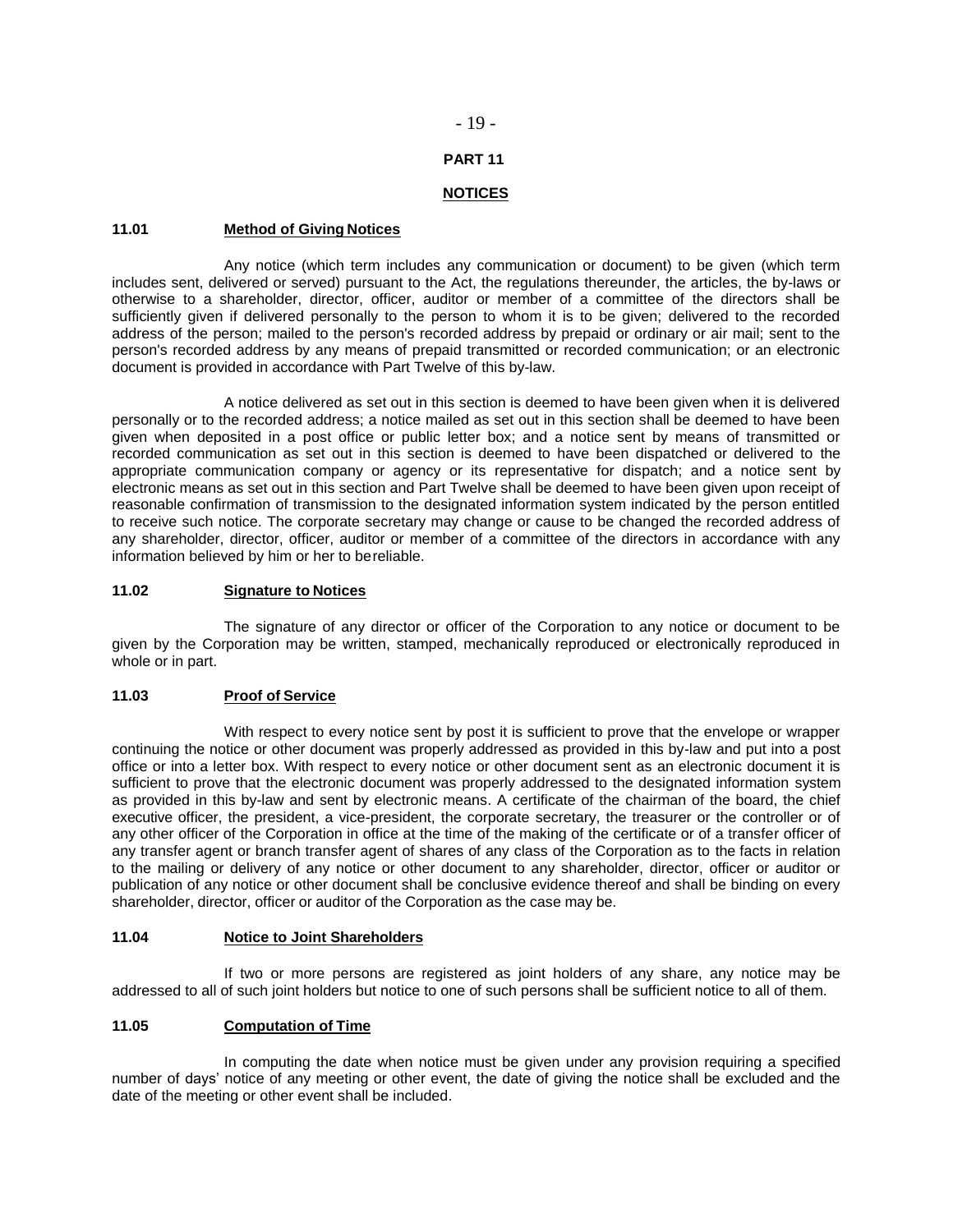## PART 11

## NOTICES

### 11.01 Method of Giving Notices

Any notice (which term includes any communication or document) to be given (which term includes sent, delivered or served) pursuant to the Act, the regulations thereunder, the articles, the by-laws or otherwise to a shareholder, director, officer, auditor or member of a committee of the directors shall be sufficiently given if delivered personally to the person to whom it is to be given; delivered to the recorded address of the person; mailed to the person's recorded address by prepaid or ordinary or air mail; sent to the person's recorded address by any means of prepaid transmitted or recorded communication; or an electronic document is provided in accordance with Part Twelve of this by-law.

A notice delivered as set out in this section is deemed to have been given when it is delivered personally or to the recorded address; a notice mailed as set out in this section shall be deemed to have been given when deposited in a post office or public letter box; and a notice sent by means of transmitted or recorded communication as set out in this section is deemed to have been dispatched or delivered to the appropriate communication company or agency or its representative for dispatch; and a notice sent by electronic means as set out in this section and Part Twelve shall be deemed to have been given upon receipt of reasonable confirmation of transmission to the designated information system indicated by the person entitled to receive such notice. The corporate secretary may change or cause to be changed the recorded address of any shareholder, director, officer, auditor or member of a committee of the directors in accordance with any information believed by him or her to bereliable.

### 11.02 Signature to Notices

The signature of any director or officer of the Corporation to any notice or document to be given by the Corporation may be written, stamped, mechanically reproduced or electronically reproduced in whole or in part.

### 11.03 Proof of Service

With respect to every notice sent by post it is sufficient to prove that the envelope or wrapper continuing the notice or other document was properly addressed as provided in this by-law and put into a post office or into a letter box. With respect to every notice or other document sent as an electronic document it is sufficient to prove that the electronic document was properly addressed to the designated information system as provided in this by-law and sent by electronic means. A certificate of the chairman of the board, the chief executive officer, the president, a vice-president, the corporate secretary, the treasurer or the controller or of any other officer of the Corporation in office at the time of the making of the certificate or of a transfer officer of any transfer agent or branch transfer agent of shares of any class of the Corporation as to the facts in relation to the mailing or delivery of any notice or other document to any shareholder, director, officer or auditor or publication of any notice or other document shall be conclusive evidence thereof and shall be binding on every shareholder, director, officer or auditor of the Corporation as the case may be.

### 11.04 Notice to Joint Shareholders

If two or more persons are registered as joint holders of any share, any notice may be addressed to all of such joint holders but notice to one of such persons shall be sufficient notice to all of them.

### 11.05 Computation of Time

In computing the date when notice must be given under any provision requiring a specified number of days' notice of any meeting or other event, the date of giving the notice shall be excluded and the date of the meeting or other event shall be included.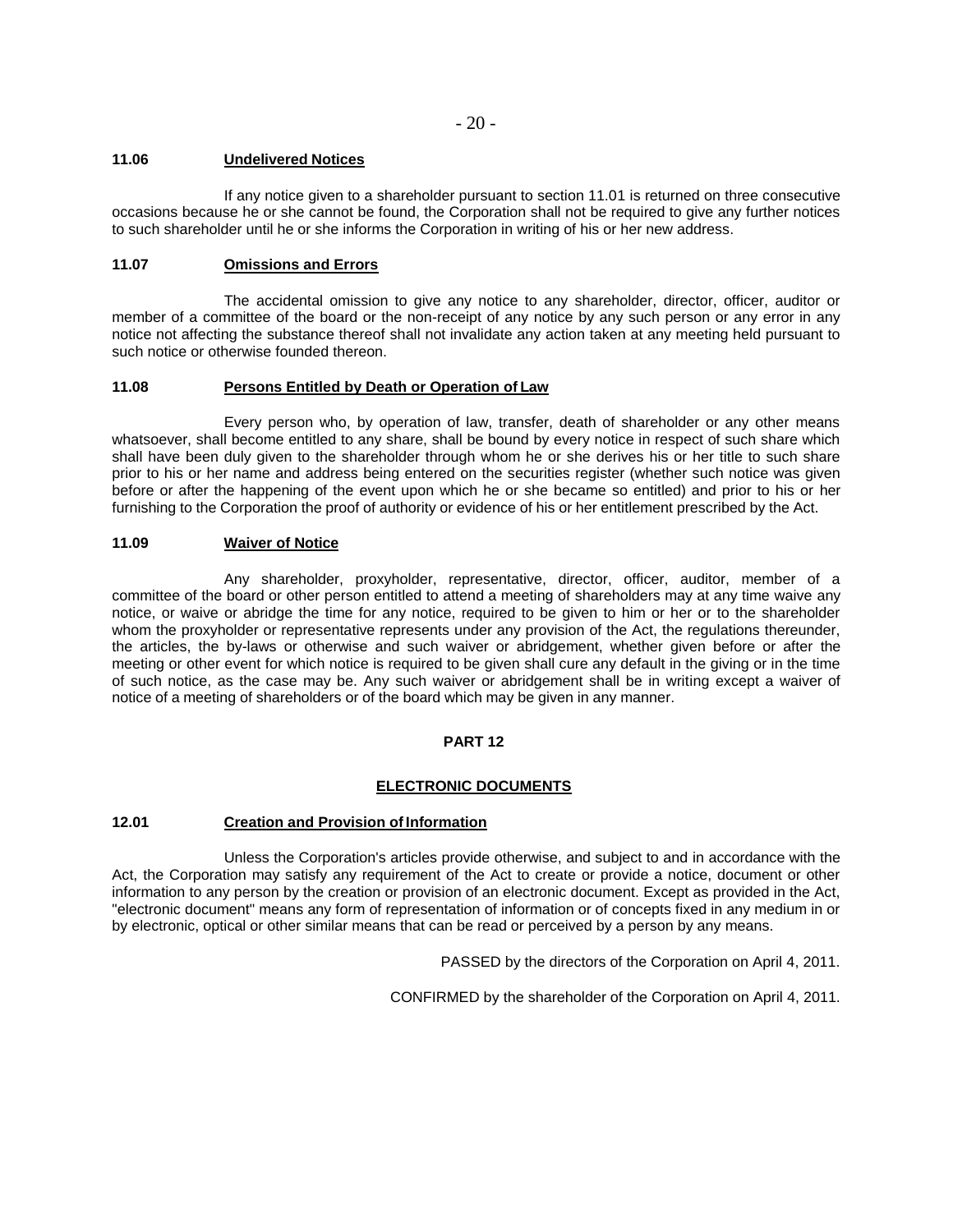**11.06 Undelivered Notices**

If any notice given to a shareholder pursuant to section 11.01 is returned on three consecutive occasions because he or she cannot be found, the Corporation shall not be required to give any further notices to such shareholder until he or she informs the Corporation in writing of his or her new address.

**11.07 Omissions and Errors**

The accidental omission to give any notice to any shareholder, director, officer, auditor or member of a committee of the board or the non-receipt of any notice by any such person or any error in any notice not affecting the substance thereof shall not invalidate any action taken at any meeting held pursuant to such notice or otherwise founded thereon.

**11.08 Persons Entitled by Death or Operation of Law**

Every person who, by operation of law, transfer, death of shareholder or any other means whatsoever, shall become entitled to any share, shall be bound by every notice in respect of such share which shall have been duly given to the shareholder through whom he or she derives his or her title to such share prior to his or her name and address being entered on the securities register (whether such notice was given before or after the happening of the event upon which he or she became so entitled) and prior to his or her furnishing to the Corporation the proof of authority or evidence of his or her entitlement prescribed by the Act.

**11.09 Waiver of Notice**

Any shareholder, proxyholder, representative, director, officer, auditor, member of a committee of the board or other person entitled to attend a meeting of shareholders may at any time waive any notice, or waive or abridge the time for any notice, required to be given to him or her or to the shareholder whom the proxyholder or representative represents under any provision of the Act, the regulations thereunder, the articles, the by-laws or otherwise and such waiver or abridgement, whether given before or after the meeting or other event for which notice is required to be given shall cure any default in the giving or in the time of such notice, as the case may be. Any such waiver or abridgement shall be in writing except a waiver of notice of a meeting of shareholders or of the board which may be given in any manner.

## PART 12

## ELECTRONIC DOCUMENTS

**12.01 Creation and Provision of Information**

Unless the Corporation's articles provide otherwise, and subject to and in accordance with the Act, the Corporation may satisfy any requirement of the Act to create or provide a notice, document or other information to any person by the creation or provision of an electronic document. Except as provided in the Act, "electronic document" means any form of representation of information or of concepts fixed in any medium in or by electronic, optical or other similar means that can be read or perceived by a person by any means.

PASSED by the directors of the Corporation on April 4, 2011.

CONFIRMED by the shareholder of the Corporation on April 4, 2011.